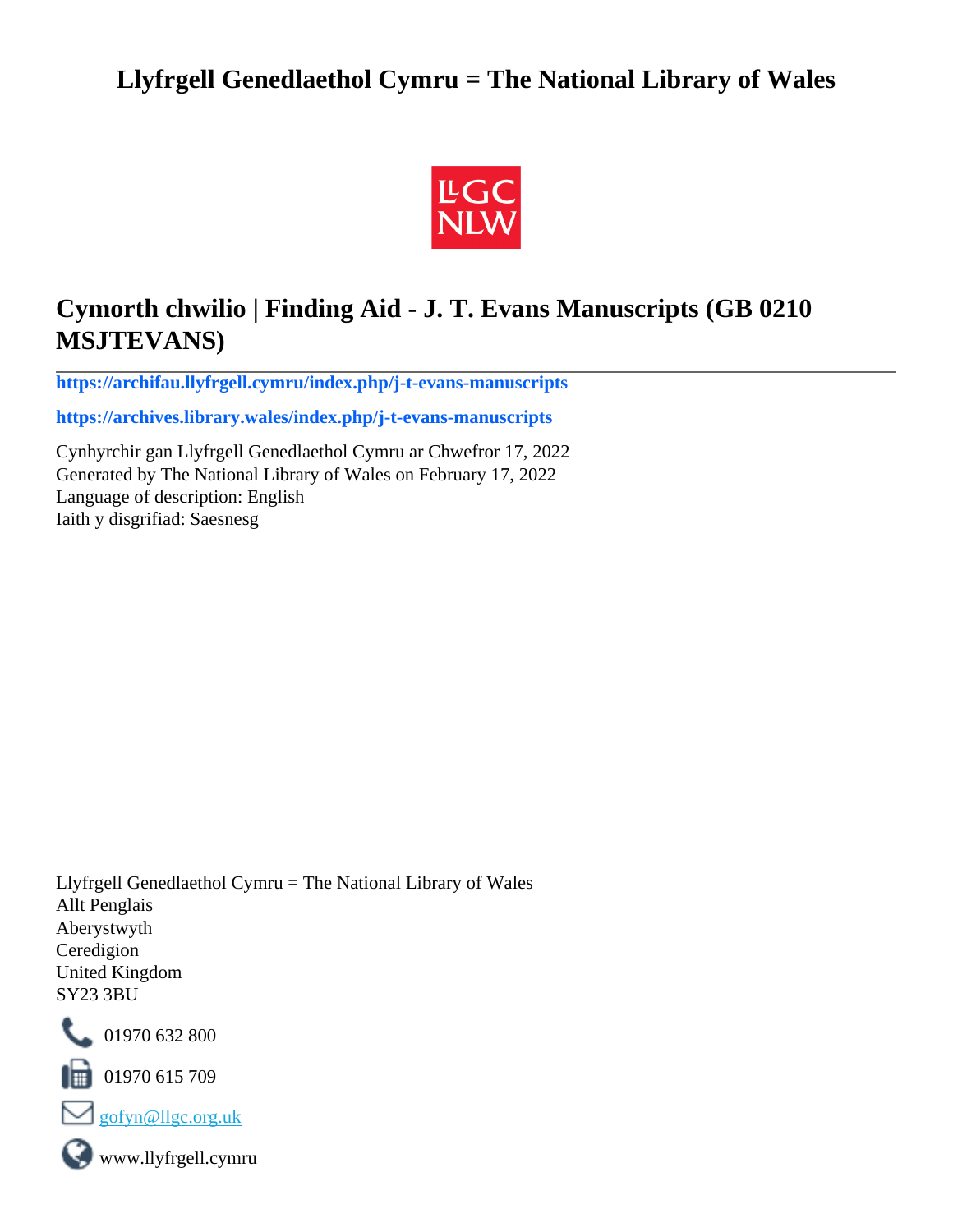# Llyfrgell Genedlaethol Cymru = The National Library of Wales

## Cymorth chwilio | Finding Aid - J. T. Evans Manuscripts (GB 0210 MSJTEVANS)

**https://archifau.llyfrgell.cymru/index.php/j-t-evans-manuscripts**

**https://archives.library.wales/index.php/j-t-evans-manuscripts**

Cynhyrchir gan Llyfrgell Genedlaethol Cymru ar Chwefror 17, 2022
Generated by The National Library of Wales on February 17, 2022
Language of description: English
Iaith y disgrifiad: Saesnesg

Llyfrgell Genedlaethol Cymru = The National Library of Wales
Allt Penglais
Aberystwyth
Ceredigion
United Kingdom
SY23 3BU

01970 632 800

01970 615 709

gofyn@llgc.org.uk

www.llyfrgell.cymru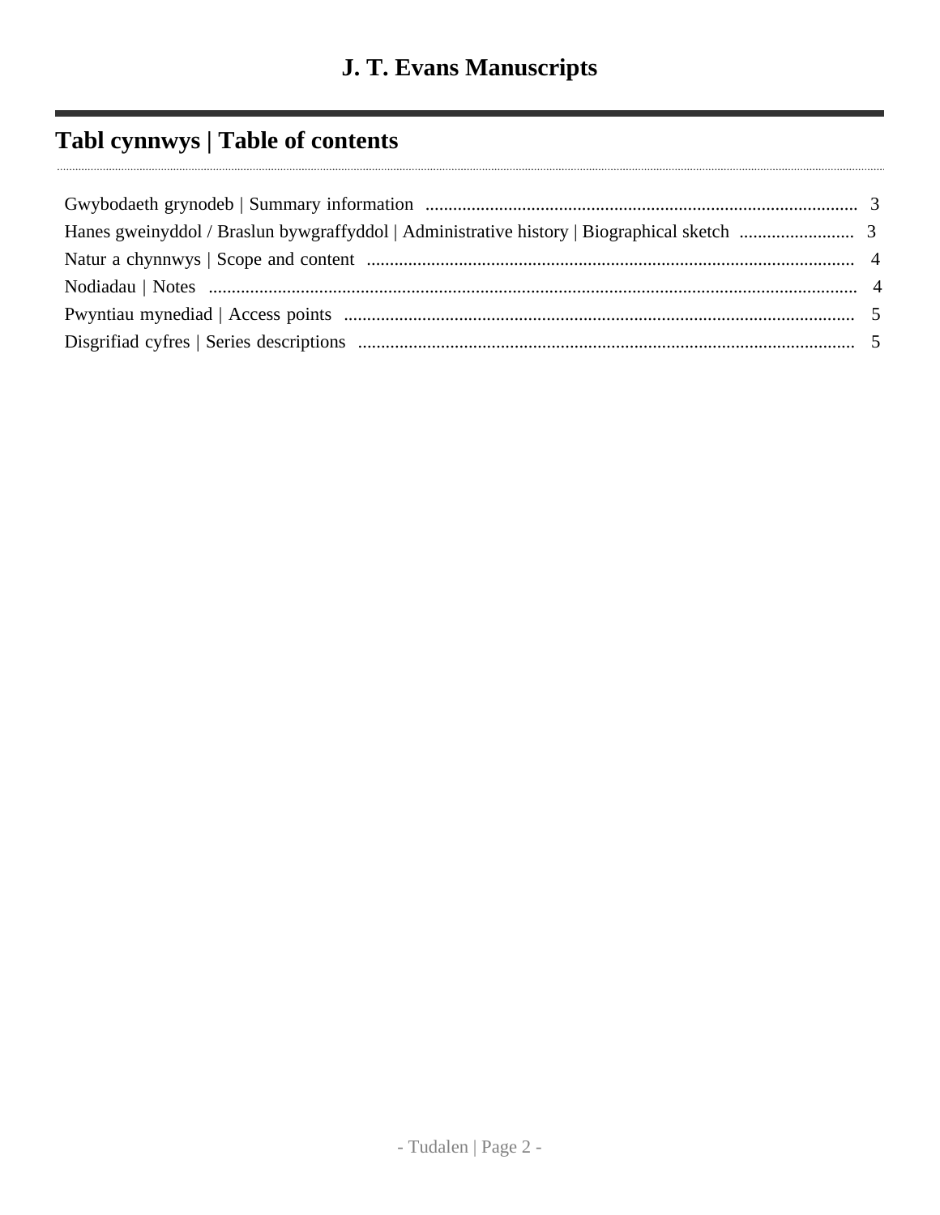# J. T. Evans Manuscripts

## Tabl cynnwys | Table of contents

- Gwybodaeth grynodeb | Summary information .......... 3
- Hanes gweinyddol / Braslun bywgraffyddol | Administrative history | Biographical sketch .......... 3
- Natur a chynnwys | Scope and content .......... 4
- Nodiadau | Notes .......... 4
- Pwyntiau mynediad | Access points .......... 5
- Disgrifiad cyfres | Series descriptions .......... 5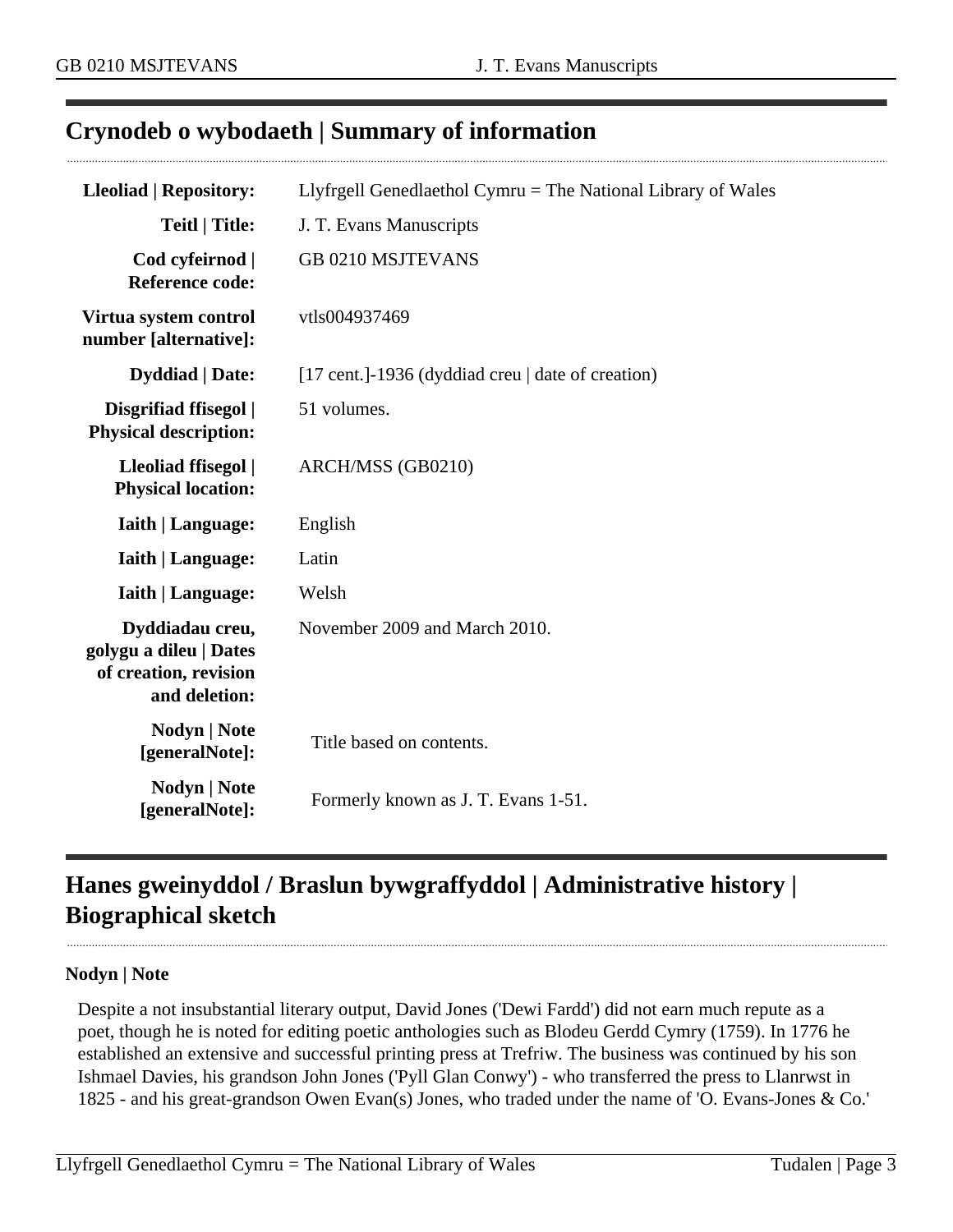## Crynodeb o wybodaeth | Summary of information

| | |
|---|---|
| **Lleoliad \| Repository:** | Llyfrgell Genedlaethol Cymru = The National Library of Wales |
| **Teitl \| Title:** | J. T. Evans Manuscripts |
| **Cod cyfeirnod \| Reference code:** | GB 0210 MSJTEVANS |
| **Virtua system control number [alternative]:** | vtls004937469 |
| **Dyddiad \| Date:** | [17 cent.]-1936 (dyddiad creu \| date of creation) |
| **Disgrifiad ffisegol \| Physical description:** | 51 volumes. |
| **Lleoliad ffisegol \| Physical location:** | ARCH/MSS (GB0210) |
| **Iaith \| Language:** | English |
| **Iaith \| Language:** | Latin |
| **Iaith \| Language:** | Welsh |
| **Dyddiadau creu, golygu a dileu \| Dates of creation, revision and deletion:** | November 2009 and March 2010. |
| **Nodyn \| Note [generalNote]:** | Title based on contents. |
| **Nodyn \| Note [generalNote]:** | Formerly known as J. T. Evans 1-51. |

## Hanes gweinyddol / Braslun bywgraffyddol | Administrative history | Biographical sketch

**Nodyn | Note**

Despite a not insubstantial literary output, David Jones ('Dewi Fardd') did not earn much repute as a poet, though he is noted for editing poetic anthologies such as Blodeu Gerdd Cymry (1759). In 1776 he established an extensive and successful printing press at Trefriw. The business was continued by his son Ishmael Davies, his grandson John Jones ('Pyll Glan Conwy') - who transferred the press to Llanrwst in 1825 - and his great-grandson Owen Evan(s) Jones, who traded under the name of 'O. Evans-Jones & Co.'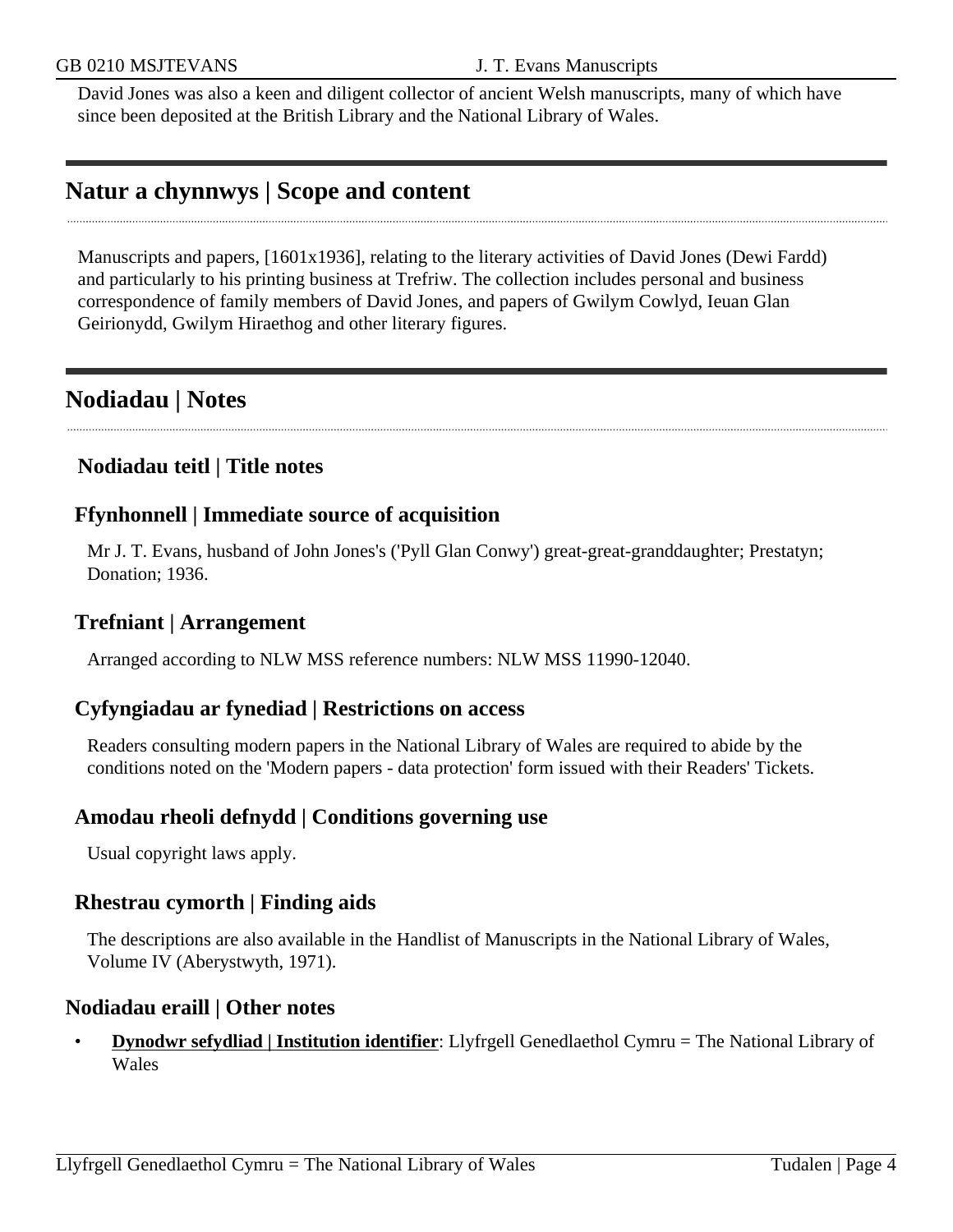David Jones was also a keen and diligent collector of ancient Welsh manuscripts, many of which have since been deposited at the British Library and the National Library of Wales.

## Natur a chynnwys | Scope and content

Manuscripts and papers, [1601x1936], relating to the literary activities of David Jones (Dewi Fardd) and particularly to his printing business at Trefriw. The collection includes personal and business correspondence of family members of David Jones, and papers of Gwilym Cowlyd, Ieuan Glan Geirionydd, Gwilym Hiraethog and other literary figures.

## Nodiadau | Notes

### Nodiadau teitl | Title notes

### Ffynhonnell | Immediate source of acquisition

Mr J. T. Evans, husband of John Jones's ('Pyll Glan Conwy') great-great-granddaughter; Prestatyn; Donation; 1936.

### Trefniant | Arrangement

Arranged according to NLW MSS reference numbers: NLW MSS 11990-12040.

### Cyfyngiadau ar fynediad | Restrictions on access

Readers consulting modern papers in the National Library of Wales are required to abide by the conditions noted on the 'Modern papers - data protection' form issued with their Readers' Tickets.

### Amodau rheoli defnydd | Conditions governing use

Usual copyright laws apply.

### Rhestrau cymorth | Finding aids

The descriptions are also available in the Handlist of Manuscripts in the National Library of Wales, Volume IV (Aberystwyth, 1971).

### Nodiadau eraill | Other notes

- **Dynodwr sefydliad | Institution identifier**: Llyfrgell Genedlaethol Cymru = The National Library of Wales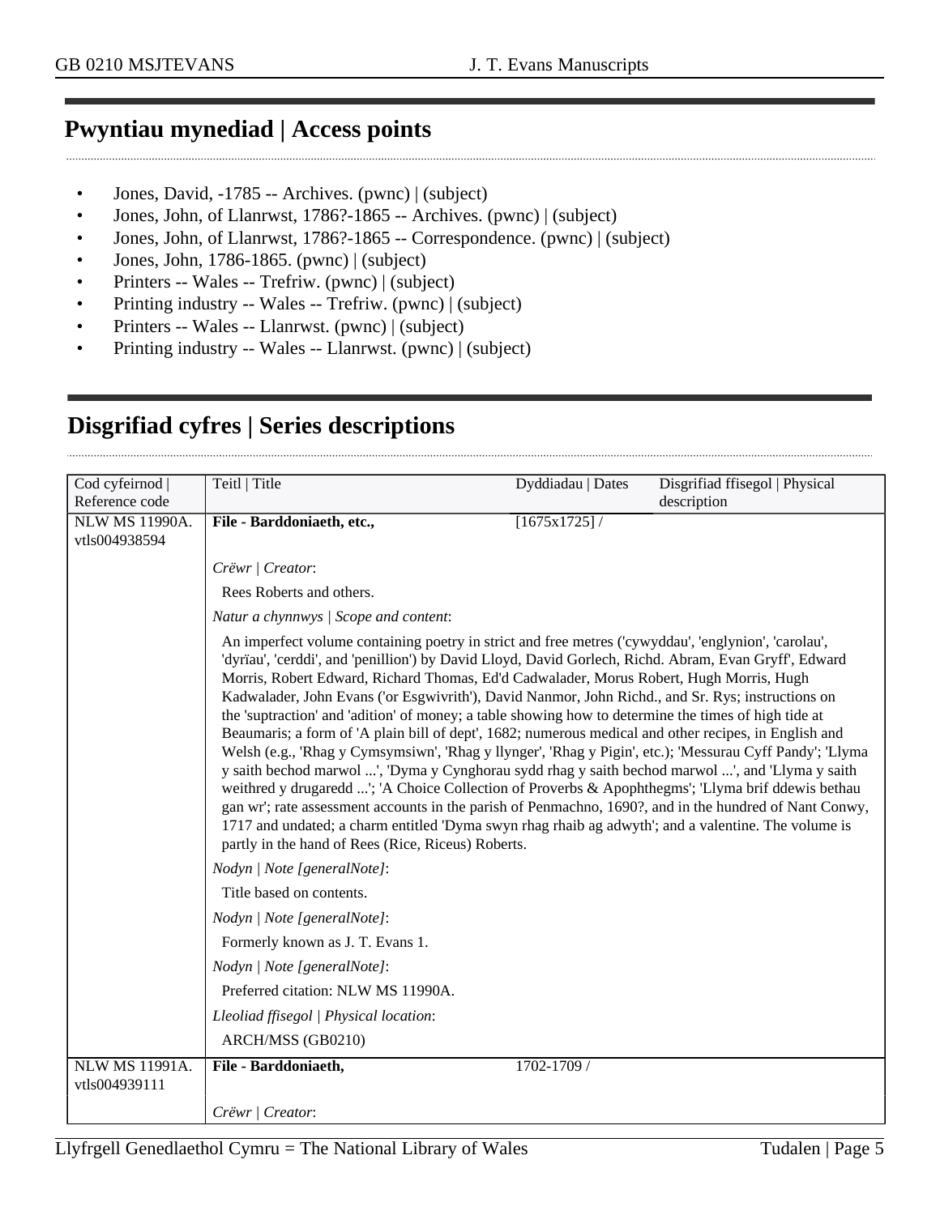## Pwyntiau mynediad | Access points

- Jones, David, -1785 -- Archives. (pwnc) | (subject)
- Jones, John, of Llanrwst, 1786?-1865 -- Archives. (pwnc) | (subject)
- Jones, John, of Llanrwst, 1786?-1865 -- Correspondence. (pwnc) | (subject)
- Jones, John, 1786-1865. (pwnc) | (subject)
- Printers -- Wales -- Trefriw. (pwnc) | (subject)
- Printing industry -- Wales -- Trefriw. (pwnc) | (subject)
- Printers -- Wales -- Llanrwst. (pwnc) | (subject)
- Printing industry -- Wales -- Llanrwst. (pwnc) | (subject)

## Disgrifiad cyfres | Series descriptions

| Cod cyfeirnod \| Reference code | Teitl \| Title | Dyddiadau \| Dates | Disgrifiad ffisegol \| Physical description |
|---|---|---|---|
| NLW MS 11990A. vtls004938594 | **File - Barddoniaeth, etc.,** | [1675x1725] / | |
| | *Crëwr \| Creator*: Rees Roberts and others. *Natur a chynnwys \| Scope and content*: An imperfect volume containing poetry in strict and free metres ('cywyddau', 'englynion', 'carolau', 'dyrïau', 'cerddi', and 'penillion') by David Lloyd, David Gorlech, Richd. Abram, Evan Gryff', Edward Morris, Robert Edward, Richard Thomas, Ed'd Cadwalader, Morus Robert, Hugh Morris, Hugh Kadwalader, John Evans ('or Esgwivrith'), David Nanmor, John Richd., and Sr. Rys; instructions on the 'suptraction' and 'adition' of money; a table showing how to determine the times of high tide at Beaumaris; a form of 'A plain bill of dept', 1682; numerous medical and other recipes, in English and Welsh (e.g., 'Rhag y Cymsymsiwn', 'Rhag y llynger', 'Rhag y Pigin', etc.); 'Messurau Cyff Pandy'; 'Llyma y saith bechod marwol ...', 'Dyma y Cynghorau sydd rhag y saith bechod marwol ...', and 'Llyma y saith weithred y drugaredd ...'; 'A Choice Collection of Proverbs & Apophthegms'; 'Llyma brif ddewis bethau gan wr'; rate assessment accounts in the parish of Penmachno, 1690?, and in the hundred of Nant Conwy, 1717 and undated; a charm entitled 'Dyma swyn rhag rhaib ag adwyth'; and a valentine. The volume is partly in the hand of Rees (Rice, Riceus) Roberts. *Nodyn \| Note [generalNote]*: Title based on contents. *Nodyn \| Note [generalNote]*: Formerly known as J. T. Evans 1. *Nodyn \| Note [generalNote]*: Preferred citation: NLW MS 11990A. *Lleoliad ffisegol \| Physical location*: ARCH/MSS (GB0210) | | |
| NLW MS 11991A. vtls004939111 | **File - Barddoniaeth,** | 1702-1709 / | |
| | *Crëwr \| Creator*: | | |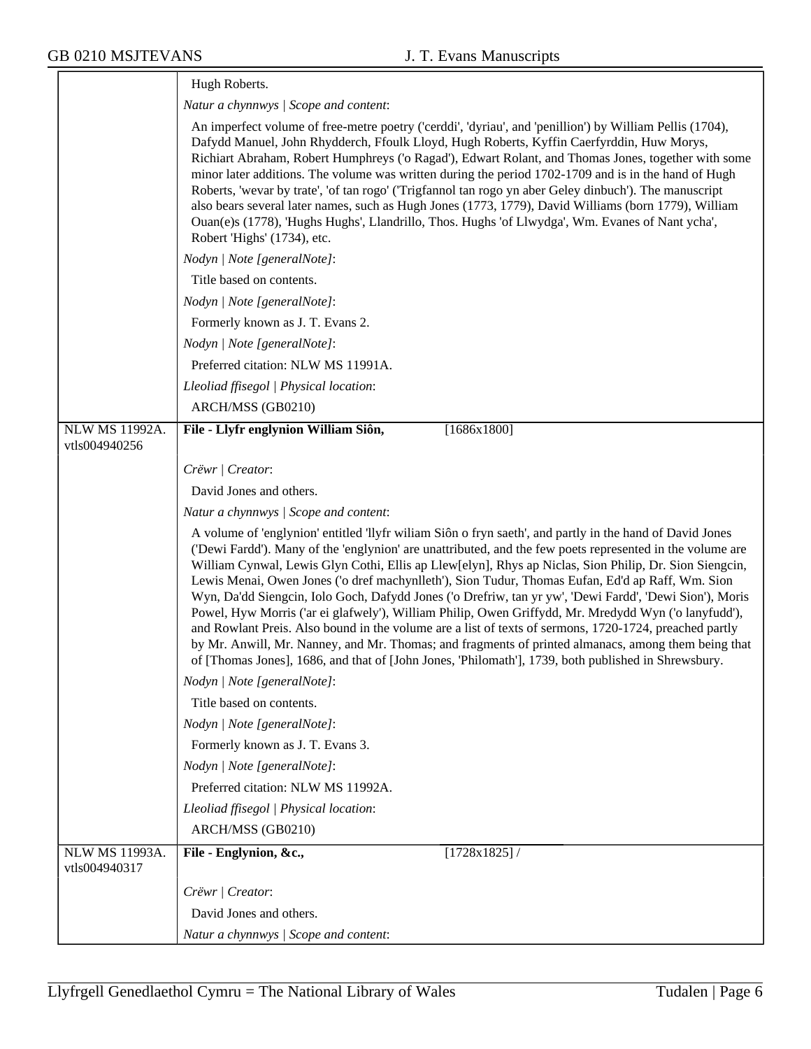Hugh Roberts.

*Natur a chynnwys | Scope and content*:

An imperfect volume of free-metre poetry ('cerddi', 'dyriau', and 'penillion') by William Pellis (1704), Dafydd Manuel, John Rhydderch, Ffoulk Lloyd, Hugh Roberts, Kyffin Caerfyrddin, Huw Morys, Richiart Abraham, Robert Humphreys ('o Ragad'), Edwart Rolant, and Thomas Jones, together with some minor later additions. The volume was written during the period 1702-1709 and is in the hand of Hugh Roberts, 'wevar by trate', 'of tan rogo' ('Trigfannol tan rogo yn aber Geley dinbuch'). The manuscript also bears several later names, such as Hugh Jones (1773, 1779), David Williams (born 1779), William Ouan(e)s (1778), 'Hughs Hughs', Llandrillo, Thos. Hughs 'of Llwydga', Wm. Evanes of Nant ycha', Robert 'Highs' (1734), etc.

*Nodyn | Note [generalNote]*:

Title based on contents.

*Nodyn | Note [generalNote]*:

Formerly known as J. T. Evans 2.

*Nodyn | Note [generalNote]*:

Preferred citation: NLW MS 11991A.

*Lleoliad ffisegol | Physical location*:

ARCH/MSS (GB0210)

---

NLW MS 11992A. vtls004940256

**File - Llyfr englynion William Siôn,** [1686x1800]

*Crëwr | Creator*:

David Jones and others.

*Natur a chynnwys | Scope and content*:

A volume of 'englynion' entitled 'llyfr wiliam Siôn o fryn saeth', and partly in the hand of David Jones ('Dewi Fardd'). Many of the 'englynion' are unattributed, and the few poets represented in the volume are William Cynwal, Lewis Glyn Cothi, Ellis ap Llew[elyn], Rhys ap Niclas, Sion Philip, Dr. Sion Siengcin, Lewis Menai, Owen Jones ('o dref machynlleth'), Sion Tudur, Thomas Eufan, Ed'd ap Raff, Wm. Sion Wyn, Da'dd Siengcin, Iolo Goch, Dafydd Jones ('o Drefriw, tan yr yw', 'Dewi Fardd', 'Dewi Sion'), Moris Powel, Hyw Morris ('ar ei glafwely'), William Philip, Owen Griffydd, Mr. Mredydd Wyn ('o lanyfudd'), and Rowlant Preis. Also bound in the volume are a list of texts of sermons, 1720-1724, preached partly by Mr. Anwill, Mr. Nanney, and Mr. Thomas; and fragments of printed almanacs, among them being that of [Thomas Jones], 1686, and that of [John Jones, 'Philomath'], 1739, both published in Shrewsbury.

*Nodyn | Note [generalNote]*:

Title based on contents.

*Nodyn | Note [generalNote]*:

Formerly known as J. T. Evans 3.

*Nodyn | Note [generalNote]*:

Preferred citation: NLW MS 11992A.

*Lleoliad ffisegol | Physical location*:

ARCH/MSS (GB0210)

---

NLW MS 11993A. vtls004940317

**File - Englynion, &c.,** [1728x1825] /

*Crëwr | Creator*:

David Jones and others.

*Natur a chynnwys | Scope and content*: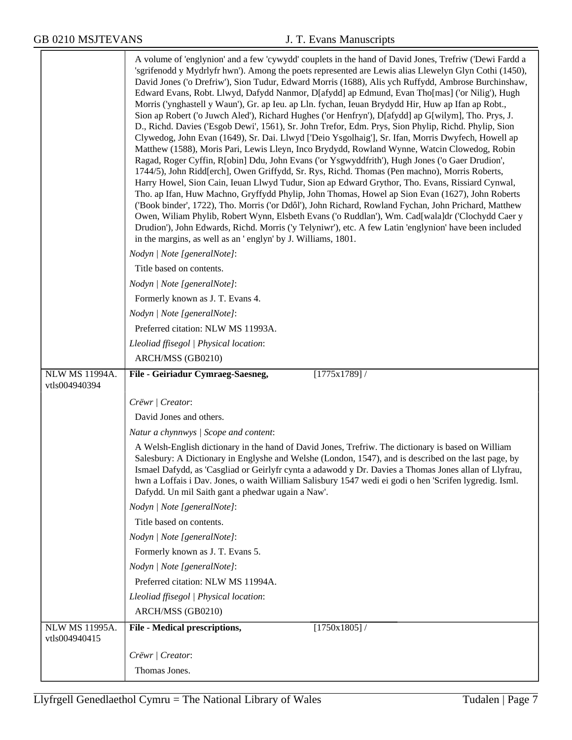| | |
|---|---|
| | A volume of 'englynion' and a few 'cywydd' couplets in the hand of David Jones, Trefriw ('Dewi Fardd a 'sgrifenodd y Mydrlyfr hwn'). Among the poets represented are Lewis alias Llewelyn Glyn Cothi (1450), David Jones ('o Drefriw'), Sion Tudur, Edward Morris (1688), Alis ych Ruffydd, Ambrose Burchinshaw, Edward Evans, Robt. Llwyd, Dafydd Nanmor, D[afydd] ap Edmund, Evan Tho[mas] ('or Nilig'), Hugh Morris ('ynghastell y Waun'), Gr. ap Ieu. ap Lln. fychan, Ieuan Brydydd Hir, Huw ap Ifan ap Robt., Sion ap Robert ('o Juwch Aled'), Richard Hughes ('or Henfryn'), D[afydd] ap G[wilym], Tho. Prys, J. D., Richd. Davies ('Esgob Dewi', 1561), Sr. John Trefor, Edm. Prys, Sion Phylip, Richd. Phylip, Sion Clywedog, John Evan (1649), Sr. Dai. Llwyd ['Deio Ysgolhaig'], Sr. Ifan, Morris Dwyfech, Howell ap Matthew (1588), Moris Pari, Lewis Lleyn, Inco Brydydd, Rowland Wynne, Watcin Clowedog, Robin Ragad, Roger Cyffin, R[obin] Ddu, John Evans ('or Ysgwyddfrith'), Hugh Jones ('o Gaer Drudion', 1744/5), John Ridd[erch], Owen Griffydd, Sr. Rys, Richd. Thomas (Pen machno), Morris Roberts, Harry Howel, Sion Cain, Ieuan Llwyd Tudur, Sion ap Edward Grythor, Tho. Evans, Rissiard Cynwal, Tho. ap Ifan, Huw Machno, Gryffydd Phylip, John Thomas, Howel ap Sion Evan (1627), John Roberts ('Book binder', 1722), Tho. Morris ('or Ddôl'), John Richard, Rowland Fychan, John Prichard, Matthew Owen, Wiliam Phylib, Robert Wynn, Elsbeth Evans ('o Ruddlan'), Wm. Cad[wala]dr ('Clochydd Caer y Drudion'), John Edwards, Richd. Morris ('y Telyniwr'), etc. A few Latin 'englynion' have been included in the margins, as well as an ' englyn' by J. Williams, 1801.<br>*Nodyn \| Note [generalNote]*:<br>Title based on contents.<br>*Nodyn \| Note [generalNote]*:<br>Formerly known as J. T. Evans 4.<br>*Nodyn \| Note [generalNote]*:<br>Preferred citation: NLW MS 11993A.<br>*Lleoliad ffisegol \| Physical location*:<br>ARCH/MSS (GB0210) |
| NLW MS 11994A.<br>vtls004940394 | **File - Geiriadur Cymraeg-Saesneg,** [1775x1789] /<br>*Crëwr \| Creator*:<br>David Jones and others.<br>*Natur a chynnwys \| Scope and content*:<br>A Welsh-English dictionary in the hand of David Jones, Trefriw. The dictionary is based on William Salesbury: A Dictionary in Englyshe and Welshe (London, 1547), and is described on the last page, by Ismael Dafydd, as 'Casgliad or Geirlyfr cynta a adawodd y Dr. Davies a Thomas Jones allan of Llyfrau, hwn a Loffais i Dav. Jones, o waith William Salisbury 1547 wedi ei godi o hen 'Scrifen lygredig. Isml. Dafydd. Un mil Saith gant a phedwar ugain a Naw'.<br>*Nodyn \| Note [generalNote]*:<br>Title based on contents.<br>*Nodyn \| Note [generalNote]*:<br>Formerly known as J. T. Evans 5.<br>*Nodyn \| Note [generalNote]*:<br>Preferred citation: NLW MS 11994A.<br>*Lleoliad ffisegol \| Physical location*:<br>ARCH/MSS (GB0210) |
| NLW MS 11995A.<br>vtls004940415 | **File - Medical prescriptions,** [1750x1805] /<br>*Crëwr \| Creator*:<br>Thomas Jones. |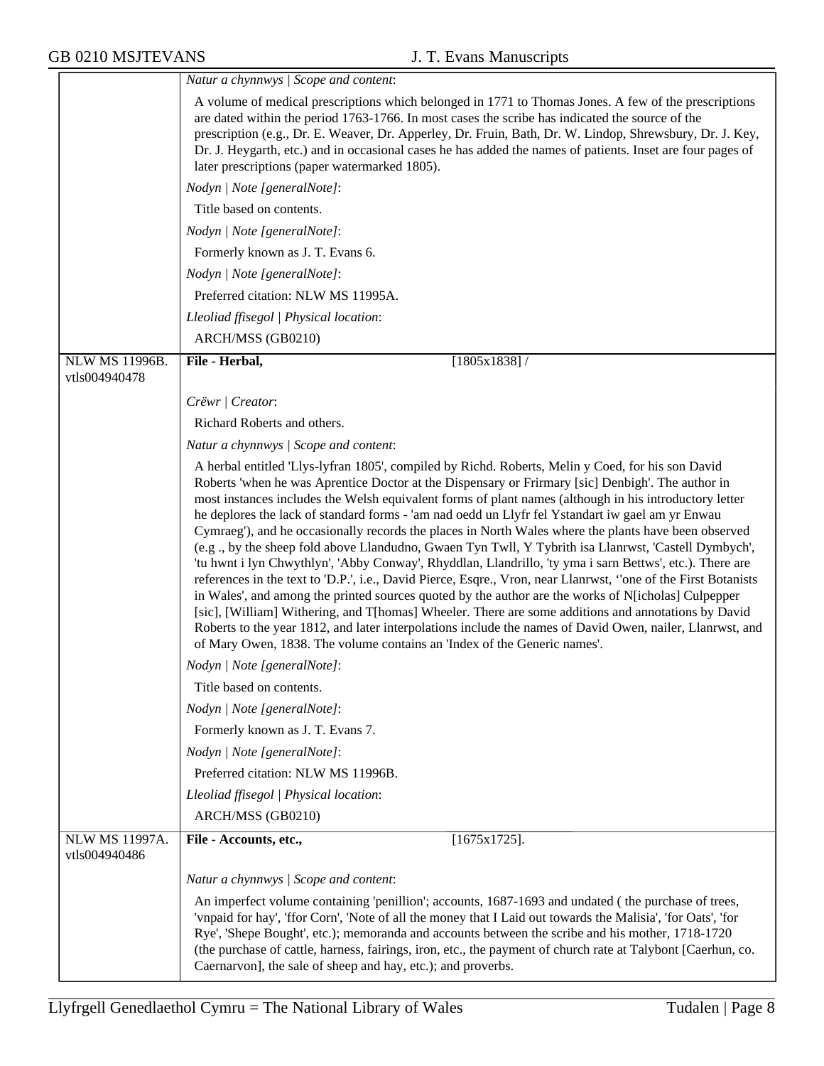*Natur a chynnwys | Scope and content*:

A volume of medical prescriptions which belonged in 1771 to Thomas Jones. A few of the prescriptions are dated within the period 1763-1766. In most cases the scribe has indicated the source of the prescription (e.g., Dr. E. Weaver, Dr. Apperley, Dr. Fruin, Bath, Dr. W. Lindop, Shrewsbury, Dr. J. Key, Dr. J. Heygarth, etc.) and in occasional cases he has added the names of patients. Inset are four pages of later prescriptions (paper watermarked 1805).

*Nodyn | Note [generalNote]*:

Title based on contents.

*Nodyn | Note [generalNote]*:

Formerly known as J. T. Evans 6.

*Nodyn | Note [generalNote]*:

Preferred citation: NLW MS 11995A.

*Lleoliad ffisegol | Physical location*:

ARCH/MSS (GB0210)

---

NLW MS 11996B. vtls004940478

**File - Herbal,** [1805x1838] /

*Crëwr | Creator*:

Richard Roberts and others.

*Natur a chynnwys | Scope and content*:

A herbal entitled 'Llys-lyfran 1805', compiled by Richd. Roberts, Melin y Coed, for his son David Roberts 'when he was Aprentice Doctor at the Dispensary or Frirmary [sic] Denbigh'. The author in most instances includes the Welsh equivalent forms of plant names (although in his introductory letter he deplores the lack of standard forms - 'am nad oedd un Llyfr fel Ystandart iw gael am yr Enwau Cymraeg'), and he occasionally records the places in North Wales where the plants have been observed (e.g ., by the sheep fold above Llandudno, Gwaen Tyn Twll, Y Tybrith isa Llanrwst, 'Castell Dymbych', 'tu hwnt i lyn Chwythlyn', 'Abby Conway', Rhyddlan, Llandrillo, 'ty yma i sarn Bettws', etc.). There are references in the text to 'D.P.', i.e., David Pierce, Esqre., Vron, near Llanrwst, ''one of the First Botanists in Wales', and among the printed sources quoted by the author are the works of N[icholas] Culpepper [sic], [William] Withering, and T[homas] Wheeler. There are some additions and annotations by David Roberts to the year 1812, and later interpolations include the names of David Owen, nailer, Llanrwst, and of Mary Owen, 1838. The volume contains an 'Index of the Generic names'.

*Nodyn | Note [generalNote]*:

Title based on contents.

*Nodyn | Note [generalNote]*:

Formerly known as J. T. Evans 7.

*Nodyn | Note [generalNote]*:

Preferred citation: NLW MS 11996B.

*Lleoliad ffisegol | Physical location*:

ARCH/MSS (GB0210)

---

NLW MS 11997A. vtls004940486

**File - Accounts, etc.,** [1675x1725].

*Natur a chynnwys | Scope and content*:

An imperfect volume containing 'penillion'; accounts, 1687-1693 and undated ( the purchase of trees, 'vnpaid for hay', 'ffor Corn', 'Note of all the money that I Laid out towards the Malisia', 'for Oats', 'for Rye', 'Shepe Bought', etc.); memoranda and accounts between the scribe and his mother, 1718-1720 (the purchase of cattle, harness, fairings, iron, etc., the payment of church rate at Talybont [Caerhun, co. Caernarvon], the sale of sheep and hay, etc.); and proverbs.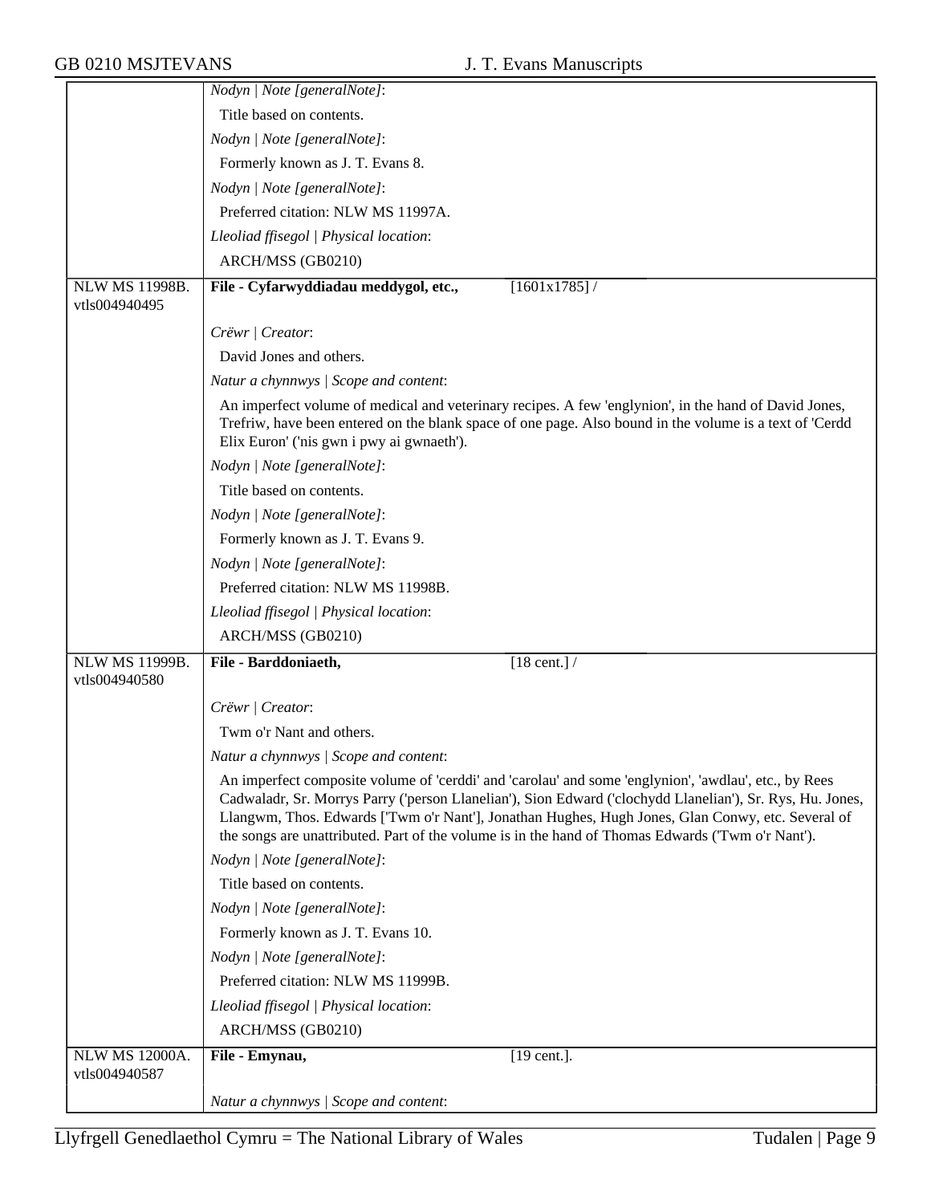*Nodyn | Note [generalNote]*:

Title based on contents.

*Nodyn | Note [generalNote]*:

Formerly known as J. T. Evans 8.

*Nodyn | Note [generalNote]*:

Preferred citation: NLW MS 11997A.

*Lleoliad ffisegol | Physical location*:

ARCH/MSS (GB0210)

---

NLW MS 11998B.
vtls004940495

**File - Cyfarwyddiadau meddygol, etc.,** [1601x1785] /

*Crëwr | Creator*:

David Jones and others.

*Natur a chynnwys | Scope and content*:

An imperfect volume of medical and veterinary recipes. A few 'englynion', in the hand of David Jones, Trefriw, have been entered on the blank space of one page. Also bound in the volume is a text of 'Cerdd Elix Euron' ('nis gwn i pwy ai gwnaeth').

*Nodyn | Note [generalNote]*:

Title based on contents.

*Nodyn | Note [generalNote]*:

Formerly known as J. T. Evans 9.

*Nodyn | Note [generalNote]*:

Preferred citation: NLW MS 11998B.

*Lleoliad ffisegol | Physical location*:

ARCH/MSS (GB0210)

---

NLW MS 11999B.
vtls004940580

**File - Barddoniaeth,** [18 cent.] /

*Crëwr | Creator*:

Twm o'r Nant and others.

*Natur a chynnwys | Scope and content*:

An imperfect composite volume of 'cerddi' and 'carolau' and some 'englynion', 'awdlau', etc., by Rees Cadwaladr, Sr. Morrys Parry ('person Llanelian'), Sion Edward ('clochydd Llanelian'), Sr. Rys, Hu. Jones, Llangwm, Thos. Edwards ['Twm o'r Nant'], Jonathan Hughes, Hugh Jones, Glan Conwy, etc. Several of the songs are unattributed. Part of the volume is in the hand of Thomas Edwards ('Twm o'r Nant').

*Nodyn | Note [generalNote]*:

Title based on contents.

*Nodyn | Note [generalNote]*:

Formerly known as J. T. Evans 10.

*Nodyn | Note [generalNote]*:

Preferred citation: NLW MS 11999B.

*Lleoliad ffisegol | Physical location*:

ARCH/MSS (GB0210)

---

NLW MS 12000A.
vtls004940587

**File - Emynau,** [19 cent.].

*Natur a chynnwys | Scope and content*: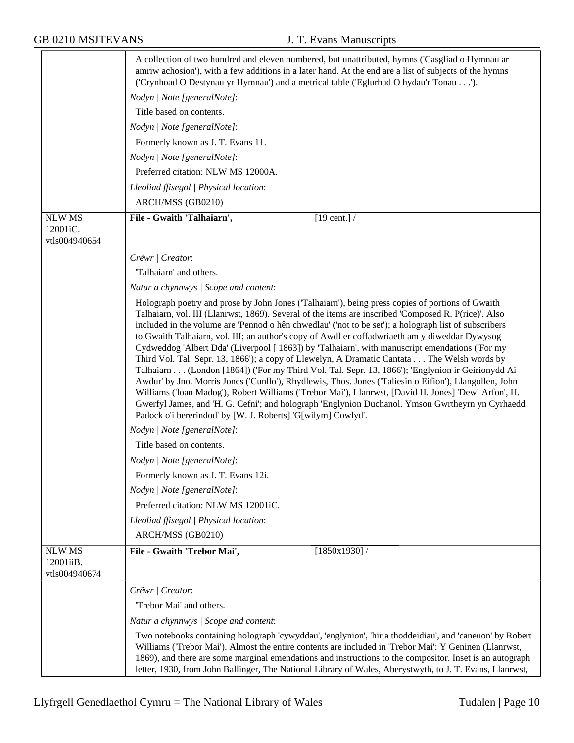A collection of two hundred and eleven numbered, but unattributed, hymns ('Casgliad o Hymnau ar amriw achosion'), with a few additions in a later hand. At the end are a list of subjects of the hymns ('Crynhoad O Destynau yr Hymnau') and a metrical table ('Eglurhad O hydau'r Tonau . . .').

*Nodyn | Note [generalNote]*:

Title based on contents.

*Nodyn | Note [generalNote]*:

Formerly known as J. T. Evans 11.

*Nodyn | Note [generalNote]*:

Preferred citation: NLW MS 12000A.

*Lleoliad ffisegol | Physical location*:

ARCH/MSS (GB0210)

---

NLW MS 12001iC. vtls004940654

**File - Gwaith 'Talhaiarn',** [19 cent.] /

*Crëwr | Creator*:

'Talhaiarn' and others.

*Natur a chynnwys | Scope and content*:

Holograph poetry and prose by John Jones ('Talhaiarn'), being press copies of portions of Gwaith Talhaiarn, vol. III (Llanrwst, 1869). Several of the items are inscribed 'Composed R. P(rice)'. Also included in the volume are 'Pennod o hên chwedlau' ('not to be set'); a holograph list of subscribers to Gwaith Talhaiarn, vol. III; an author's copy of Awdl er coffadwriaeth am y diweddar Dywysog Cydweddog 'Albert Dda' (Liverpool [ 1863]) by 'Talhaiarn', with manuscript emendations ('For my Third Vol. Tal. Sepr. 13, 1866'); a copy of Llewelyn, A Dramatic Cantata . . . The Welsh words by Talhaiarn . . . (London [1864]) ('For my Third Vol. Tal. Sepr. 13, 1866'); 'Englynion ir Geirionydd Ai Awdur' by Jno. Morris Jones ('Cunllo'), Rhydlewis, Thos. Jones ('Taliesin o Eifion'), Llangollen, John Williams ('loan Madog'), Robert Williams ('Trebor Mai'), Llanrwst, [David H. Jones] 'Dewi Arfon', H. Gwerfyl James, and 'H. G. Cefni'; and holograph 'Englynion Duchanol. Ymson Gwrtheyrn yn Cyrhaedd Padock o'i bererindod' by [W. J. Roberts] 'G[wilym] Cowlyd'.

*Nodyn | Note [generalNote]*:

Title based on contents.

*Nodyn | Note [generalNote]*:

Formerly known as J. T. Evans 12i.

*Nodyn | Note [generalNote]*:

Preferred citation: NLW MS 12001iC.

*Lleoliad ffisegol | Physical location*:

ARCH/MSS (GB0210)

---

NLW MS 12001iiB. vtls004940674

**File - Gwaith 'Trebor Mai',** [1850x1930] /

*Crëwr | Creator*:

'Trebor Mai' and others.

*Natur a chynnwys | Scope and content*:

Two notebooks containing holograph 'cywyddau', 'englynion', 'hir a thoddeidiau', and 'caneuon' by Robert Williams ('Trebor Mai'). Almost the entire contents are included in 'Trebor Mai': Y Geninen (Llanrwst, 1869), and there are some marginal emendations and instructions to the compositor. Inset is an autograph letter, 1930, from John Ballinger, The National Library of Wales, Aberystwyth, to J. T. Evans, Llanrwst,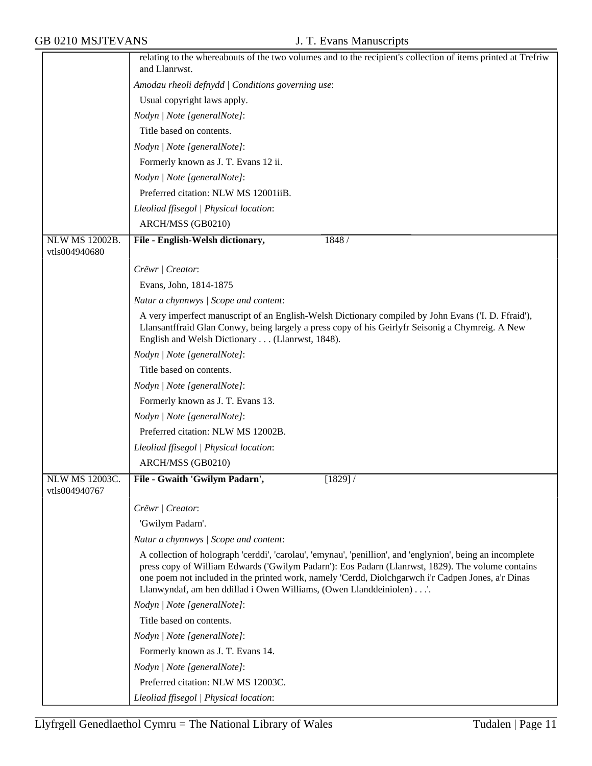relating to the whereabouts of the two volumes and to the recipient's collection of items printed at Trefriw and Llanrwst.

*Amodau rheoli defnydd | Conditions governing use*:

Usual copyright laws apply.

*Nodyn | Note [generalNote]*:

Title based on contents.

*Nodyn | Note [generalNote]*:

Formerly known as J. T. Evans 12 ii.

*Nodyn | Note [generalNote]*:

Preferred citation: NLW MS 12001iiB.

*Lleoliad ffisegol | Physical location*:

ARCH/MSS (GB0210)

---

**NLW MS 12002B.**
vtls004940680

**File - English-Welsh dictionary,** 1848 /

*Crëwr | Creator*:

Evans, John, 1814-1875

*Natur a chynnwys | Scope and content*:

A very imperfect manuscript of an English-Welsh Dictionary compiled by John Evans ('I. D. Ffraid'), Llansantffraid Glan Conwy, being largely a press copy of his Geirlyfr Seisonig a Chymreig. A New English and Welsh Dictionary . . . (Llanrwst, 1848).

*Nodyn | Note [generalNote]*:

Title based on contents.

*Nodyn | Note [generalNote]*:

Formerly known as J. T. Evans 13.

*Nodyn | Note [generalNote]*:

Preferred citation: NLW MS 12002B.

*Lleoliad ffisegol | Physical location*:

ARCH/MSS (GB0210)

---

**NLW MS 12003C.**
vtls004940767

**File - Gwaith 'Gwilym Padarn',** [1829] /

*Crëwr | Creator*:

'Gwilym Padarn'.

*Natur a chynnwys | Scope and content*:

A collection of holograph 'cerddi', 'carolau', 'emynau', 'penillion', and 'englynion', being an incomplete press copy of William Edwards ('Gwilym Padarn'): Eos Padarn (Llanrwst, 1829). The volume contains one poem not included in the printed work, namely 'Cerdd, Diolchgarwch i'r Cadpen Jones, a'r Dinas Llanwyndaf, am hen ddillad i Owen Williams, (Owen Llanddeiniolen) . . .'.

*Nodyn | Note [generalNote]*:

Title based on contents.

*Nodyn | Note [generalNote]*:

Formerly known as J. T. Evans 14.

*Nodyn | Note [generalNote]*:

Preferred citation: NLW MS 12003C.

*Lleoliad ffisegol | Physical location*: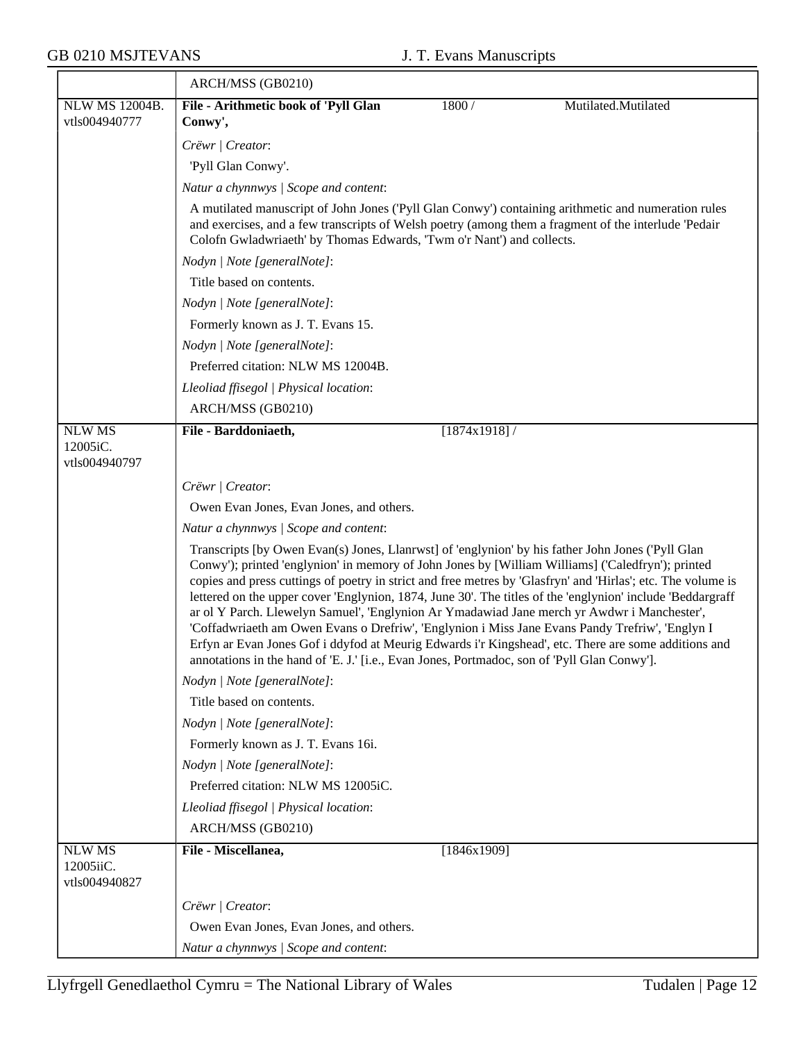ARCH/MSS (GB0210)

| NLW MS 12004B. vtls004940777 | **File - Arithmetic book of 'Pyll Glan Conwy',** | 1800 / | Mutilated.Mutilated |
|---|---|---|---|

*Crëwr | Creator*:

'Pyll Glan Conwy'.

*Natur a chynnwys | Scope and content*:

A mutilated manuscript of John Jones ('Pyll Glan Conwy') containing arithmetic and numeration rules and exercises, and a few transcripts of Welsh poetry (among them a fragment of the interlude 'Pedair Colofn Gwladwriaeth' by Thomas Edwards, 'Twm o'r Nant') and collects.

*Nodyn | Note [generalNote]*:

Title based on contents.

*Nodyn | Note [generalNote]*:

Formerly known as J. T. Evans 15.

*Nodyn | Note [generalNote]*:

Preferred citation: NLW MS 12004B.

*Lleoliad ffisegol | Physical location*:

ARCH/MSS (GB0210)

| NLW MS 12005iC. vtls004940797 | **File - Barddoniaeth,** | [1874x1918] / |
|---|---|---|

*Crëwr | Creator*:

Owen Evan Jones, Evan Jones, and others.

*Natur a chynnwys | Scope and content*:

Transcripts [by Owen Evan(s) Jones, Llanrwst] of 'englynion' by his father John Jones ('Pyll Glan Conwy'); printed 'englynion' in memory of John Jones by [William Williams] ('Caledfryn'); printed copies and press cuttings of poetry in strict and free metres by 'Glasfryn' and 'Hirlas'; etc. The volume is lettered on the upper cover 'Englynion, 1874, June 30'. The titles of the 'englynion' include 'Beddargraff ar ol Y Parch. Llewelyn Samuel', 'Englynion Ar Ymadawiad Jane merch yr Awdwr i Manchester', 'Coffadwriaeth am Owen Evans o Drefriw', 'Englynion i Miss Jane Evans Pandy Trefriw', 'Englyn I Erfyn ar Evan Jones Gof i ddyfod at Meurig Edwards i'r Kingshead', etc. There are some additions and annotations in the hand of 'E. J.' [i.e., Evan Jones, Portmadoc, son of 'Pyll Glan Conwy'].

*Nodyn | Note [generalNote]*:

Title based on contents.

*Nodyn | Note [generalNote]*:

Formerly known as J. T. Evans 16i.

*Nodyn | Note [generalNote]*:

Preferred citation: NLW MS 12005iC.

*Lleoliad ffisegol | Physical location*:

ARCH/MSS (GB0210)

| NLW MS 12005iiC. vtls004940827 | **File - Miscellanea,** | [1846x1909] |
|---|---|---|

*Crëwr | Creator*:

Owen Evan Jones, Evan Jones, and others.

*Natur a chynnwys | Scope and content*: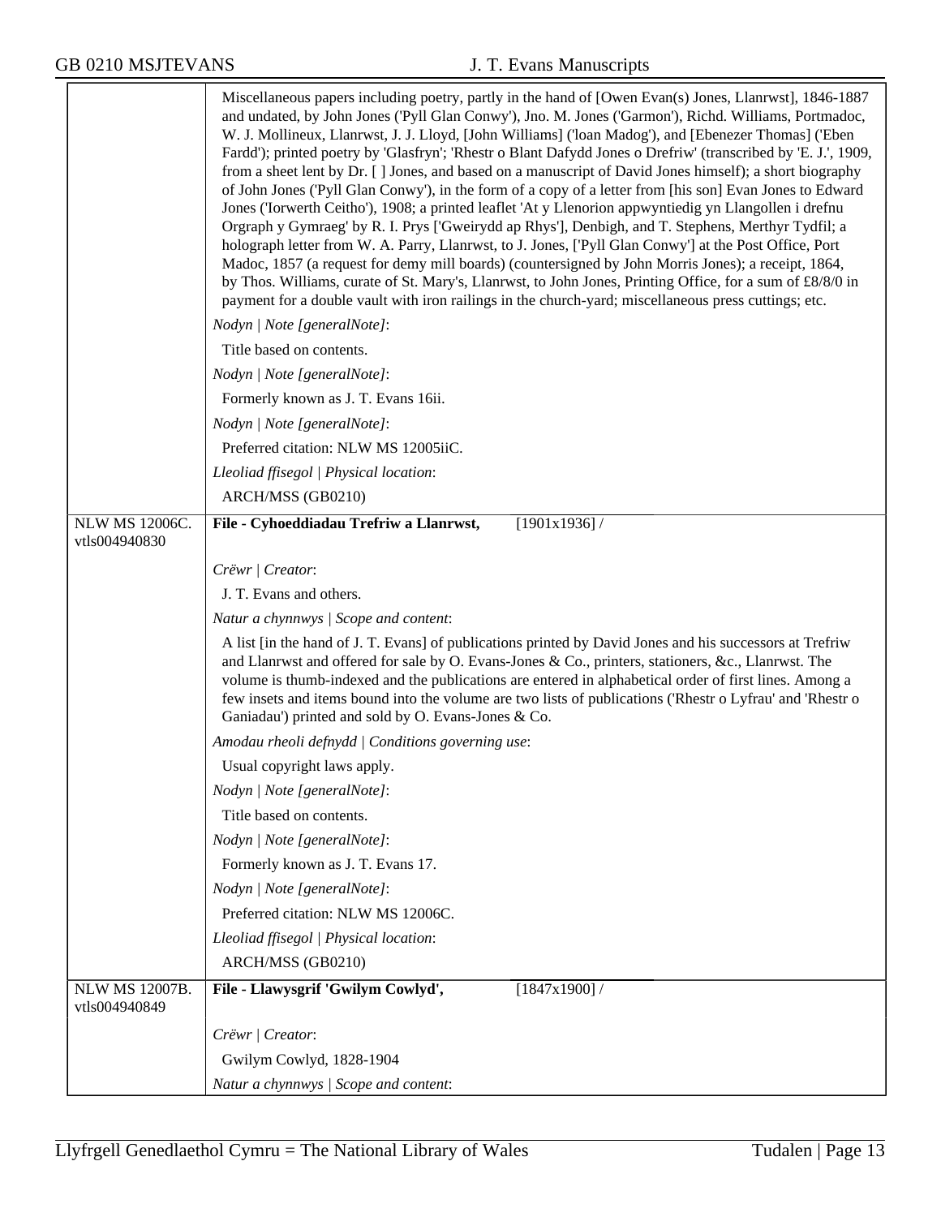| | |
|---|---|
| | Miscellaneous papers including poetry, partly in the hand of [Owen Evan(s) Jones, Llanrwst], 1846-1887 and undated, by John Jones ('Pyll Glan Conwy'), Jno. M. Jones ('Garmon'), Richd. Williams, Portmadoc, W. J. Mollineux, Llanrwst, J. J. Lloyd, [John Williams] ('loan Madog'), and [Ebenezer Thomas] ('Eben Fardd'); printed poetry by 'Glasfryn'; 'Rhestr o Blant Dafydd Jones o Drefriw' (transcribed by 'E. J.', 1909, from a sheet lent by Dr. [ ] Jones, and based on a manuscript of David Jones himself); a short biography of John Jones ('Pyll Glan Conwy'), in the form of a copy of a letter from [his son] Evan Jones to Edward Jones ('Iorwerth Ceitho'), 1908; a printed leaflet 'At y Llenorion appwyntiedig yn Llangollen i drefnu Orgraph y Gymraeg' by R. I. Prys ['Gweirydd ap Rhys'], Denbigh, and T. Stephens, Merthyr Tydfil; a holograph letter from W. A. Parry, Llanrwst, to J. Jones, ['Pyll Glan Conwy'] at the Post Office, Port Madoc, 1857 (a request for demy mill boards) (countersigned by John Morris Jones); a receipt, 1864, by Thos. Williams, curate of St. Mary's, Llanrwst, to John Jones, Printing Office, for a sum of £8/8/0 in payment for a double vault with iron railings in the church-yard; miscellaneous press cuttings; etc.<br>*Nodyn \| Note [generalNote]*:<br>Title based on contents.<br>*Nodyn \| Note [generalNote]*:<br>Formerly known as J. T. Evans 16ii.<br>*Nodyn \| Note [generalNote]*:<br>Preferred citation: NLW MS 12005iiC.<br>*Lleoliad ffisegol \| Physical location*:<br>ARCH/MSS (GB0210) |
| NLW MS 12006C.<br>vtls004940830 | **File - Cyhoeddiadau Trefriw a Llanrwst,** [1901x1936] /<br>*Crëwr \| Creator*:<br>J. T. Evans and others.<br>*Natur a chynnwys \| Scope and content*:<br>A list [in the hand of J. T. Evans] of publications printed by David Jones and his successors at Trefriw and Llanrwst and offered for sale by O. Evans-Jones & Co., printers, stationers, &c., Llanrwst. The volume is thumb-indexed and the publications are entered in alphabetical order of first lines. Among a few insets and items bound into the volume are two lists of publications ('Rhestr o Lyfrau' and 'Rhestr o Ganiadau') printed and sold by O. Evans-Jones & Co.<br>*Amodau rheoli defnydd \| Conditions governing use*:<br>Usual copyright laws apply.<br>*Nodyn \| Note [generalNote]*:<br>Title based on contents.<br>*Nodyn \| Note [generalNote]*:<br>Formerly known as J. T. Evans 17.<br>*Nodyn \| Note [generalNote]*:<br>Preferred citation: NLW MS 12006C.<br>*Lleoliad ffisegol \| Physical location*:<br>ARCH/MSS (GB0210) |
| NLW MS 12007B.<br>vtls004940849 | **File - Llawysgrif 'Gwilym Cowlyd',** [1847x1900] /<br>*Crëwr \| Creator*:<br>Gwilym Cowlyd, 1828-1904<br>*Natur a chynnwys \| Scope and content*: |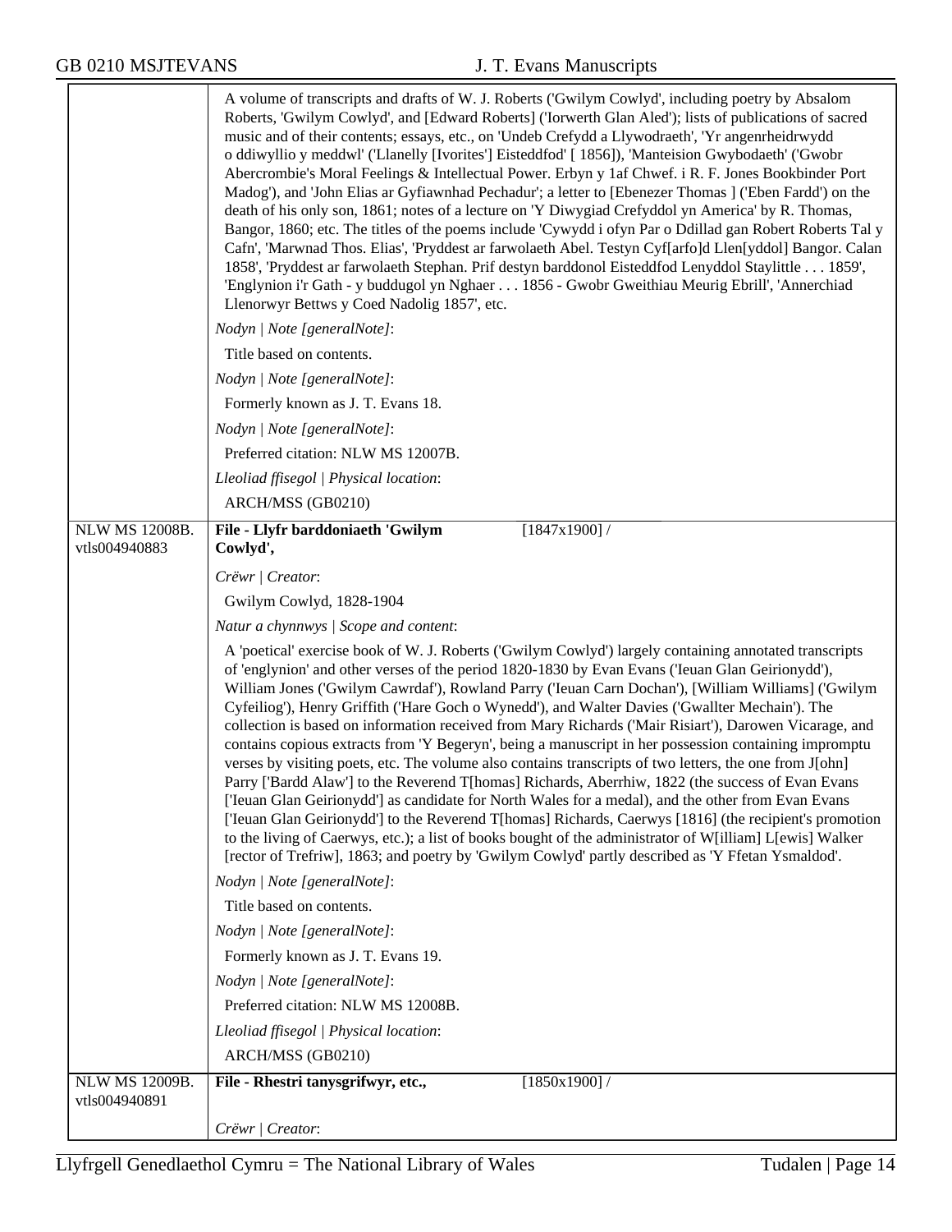| | |
|---|---|
| | A volume of transcripts and drafts of W. J. Roberts ('Gwilym Cowlyd', including poetry by Absalom Roberts, 'Gwilym Cowlyd', and [Edward Roberts] ('Iorwerth Glan Aled'); lists of publications of sacred music and of their contents; essays, etc., on 'Undeb Crefydd a Llywodraeth', 'Yr angenrheidrwydd o ddiwylliio y meddwl' ('Llanelly [Ivorites'] Eisteddfod' [ 1856]), 'Manteision Gwybodaeth' ('Gwobr Abercrombie's Moral Feelings & Intellectual Power. Erbyn y 1af Chwef. i R. F. Jones Bookbinder Port Madog'), and 'John Elias ar Gyfiawnhad Pechadur'; a letter to [Ebenezer Thomas ] ('Eben Fardd') on the death of his only son, 1861; notes of a lecture on 'Y Diwygiad Crefyddol yn America' by R. Thomas, Bangor, 1860; etc. The titles of the poems include 'Cywydd i ofyn Par o Ddillad gan Robert Roberts Tal y Cafn', 'Marwnad Thos. Elias', 'Pryddest ar farwolaeth Abel. Testyn Cyf[arfo]d Llen[yddol] Bangor. Calan 1858', 'Pryddest ar farwolaeth Stephan. Prif destyn barddonol Eisteddfod Lenyddol Staylittle . . . 1859', 'Englynion i'r Gath - y buddugol yn Nghaer . . . 1856 - Gwobr Gweithiau Meurig Ebrill', 'Annerchiad Llenorwyr Bettws y Coed Nadolig 1857', etc.<br>*Nodyn \| Note [generalNote]*:<br>Title based on contents.<br>*Nodyn \| Note [generalNote]*:<br>Formerly known as J. T. Evans 18.<br>*Nodyn \| Note [generalNote]*:<br>Preferred citation: NLW MS 12007B.<br>*Lleoliad ffisegol \| Physical location*:<br>ARCH/MSS (GB0210) |
| NLW MS 12008B.<br>vtls004940883 | **File - Llyfr barddoniaeth 'Gwilym Cowlyd',** [1847x1900] /<br>*Crëwr \| Creator*:<br>Gwilym Cowlyd, 1828-1904<br>*Natur a chynnwys \| Scope and content*:<br>A 'poetical' exercise book of W. J. Roberts ('Gwilym Cowlyd') largely containing annotated transcripts of 'englynion' and other verses of the period 1820-1830 by Evan Evans ('Ieuan Glan Geirionydd'), William Jones ('Gwilym Cawrdaf'), Rowland Parry ('Ieuan Carn Dochan'), [William Williams] ('Gwilym Cyfeiliog'), Henry Griffith ('Hare Goch o Wynedd'), and Walter Davies ('Gwallter Mechain'). The collection is based on information received from Mary Richards ('Mair Risiart'), Darowen Vicarage, and contains copious extracts from 'Y Begeryn', being a manuscript in her possession containing impromptu verses by visiting poets, etc. The volume also contains transcripts of two letters, the one from J[ohn] Parry ['Bardd Alaw'] to the Reverend T[homas] Richards, Aberrhiw, 1822 (the success of Evan Evans ['Ieuan Glan Geirionydd'] as candidate for North Wales for a medal), and the other from Evan Evans ['Ieuan Glan Geirionydd'] to the Reverend T[homas] Richards, Caerwys [1816] (the recipient's promotion to the living of Caerwys, etc.); a list of books bought of the administrator of W[illiam] L[ewis] Walker [rector of Trefriw], 1863; and poetry by 'Gwilym Cowlyd' partly described as 'Y Ffetan Ysmaldod'.<br>*Nodyn \| Note [generalNote]*:<br>Title based on contents.<br>*Nodyn \| Note [generalNote]*:<br>Formerly known as J. T. Evans 19.<br>*Nodyn \| Note [generalNote]*:<br>Preferred citation: NLW MS 12008B.<br>*Lleoliad ffisegol \| Physical location*:<br>ARCH/MSS (GB0210) |
| NLW MS 12009B.<br>vtls004940891 | **File - Rhestri tanysgrifwyr, etc.,** [1850x1900] /<br>*Crëwr \| Creator*: |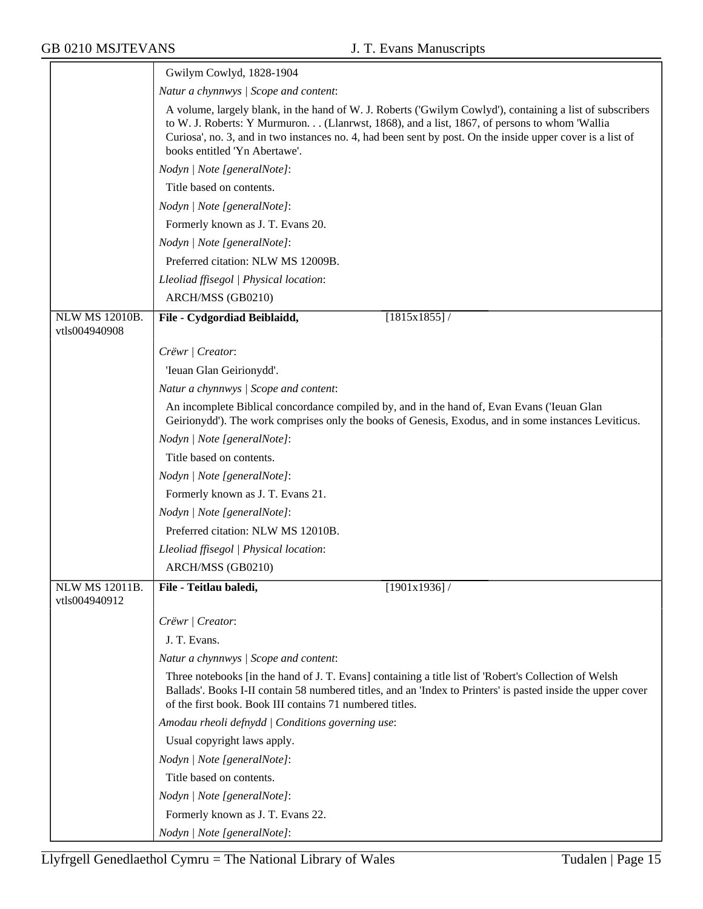| | |
|---|---|
| | Gwilym Cowlyd, 1828-1904 |
| | *Natur a chynnwys \| Scope and content*: |
| | A volume, largely blank, in the hand of W. J. Roberts ('Gwilym Cowlyd'), containing a list of subscribers to W. J. Roberts: Y Murmuron. . . (Llanrwst, 1868), and a list, 1867, of persons to whom 'Wallia Curiosa', no. 3, and in two instances no. 4, had been sent by post. On the inside upper cover is a list of books entitled 'Yn Abertawe'. |
| | *Nodyn \| Note [generalNote]*: |
| | Title based on contents. |
| | *Nodyn \| Note [generalNote]*: |
| | Formerly known as J. T. Evans 20. |
| | *Nodyn \| Note [generalNote]*: |
| | Preferred citation: NLW MS 12009B. |
| | *Lleoliad ffisegol \| Physical location*: |
| | ARCH/MSS (GB0210) |
| NLW MS 12010B. vtls004940908 | **File - Cydgordiad Beiblaidd,** [1815x1855] / |
| | *Crëwr \| Creator*: |
| | 'Ieuan Glan Geirionydd'. |
| | *Natur a chynnwys \| Scope and content*: |
| | An incomplete Biblical concordance compiled by, and in the hand of, Evan Evans ('Ieuan Glan Geirionydd'). The work comprises only the books of Genesis, Exodus, and in some instances Leviticus. |
| | *Nodyn \| Note [generalNote]*: |
| | Title based on contents. |
| | *Nodyn \| Note [generalNote]*: |
| | Formerly known as J. T. Evans 21. |
| | *Nodyn \| Note [generalNote]*: |
| | Preferred citation: NLW MS 12010B. |
| | *Lleoliad ffisegol \| Physical location*: |
| | ARCH/MSS (GB0210) |
| NLW MS 12011B. vtls004940912 | **File - Teitlau baledi,** [1901x1936] / |
| | *Crëwr \| Creator*: |
| | J. T. Evans. |
| | *Natur a chynnwys \| Scope and content*: |
| | Three notebooks [in the hand of J. T. Evans] containing a title list of 'Robert's Collection of Welsh Ballads'. Books I-II contain 58 numbered titles, and an 'Index to Printers' is pasted inside the upper cover of the first book. Book III contains 71 numbered titles. |
| | *Amodau rheoli defnydd \| Conditions governing use*: |
| | Usual copyright laws apply. |
| | *Nodyn \| Note [generalNote]*: |
| | Title based on contents. |
| | *Nodyn \| Note [generalNote]*: |
| | Formerly known as J. T. Evans 22. |
| | *Nodyn \| Note [generalNote]*: |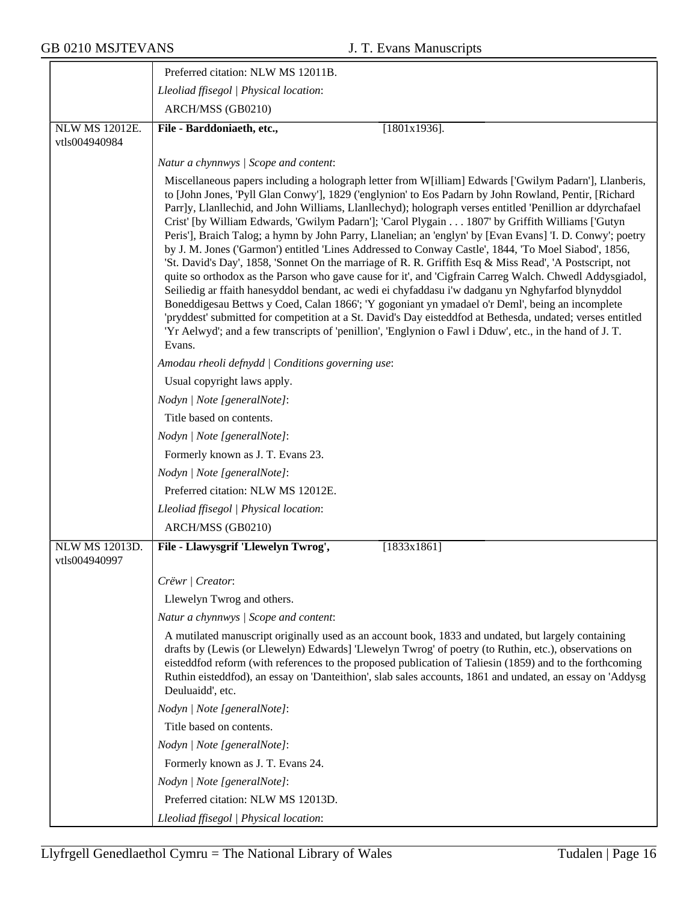Preferred citation: NLW MS 12011B.

*Lleoliad ffisegol | Physical location*:

ARCH/MSS (GB0210)

---

**NLW MS 12012E.**
vtls004940984

**File - Barddoniaeth, etc.,** [1801x1936].

*Natur a chynnwys | Scope and content*:

Miscellaneous papers including a holograph letter from W[illiam] Edwards ['Gwilym Padarn'], Llanberis, to [John Jones, 'Pyll Glan Conwy'], 1829 ('englynion' to Eos Padarn by John Rowland, Pentir, [Richard Parr]y, Llanllechid, and John Williams, Llanllechyd); holograph verses entitled 'Penillion ar ddyrchafael Crist' [by William Edwards, 'Gwilym Padarn']; 'Carol Plygain . . . 1807' by Griffith Williams ['Gutyn Peris'], Braich Talog; a hymn by John Parry, Llanelian; an 'englyn' by [Evan Evans] 'I. D. Conwy'; poetry by J. M. Jones ('Garmon') entitled 'Lines Addressed to Conway Castle', 1844, 'To Moel Siabod', 1856, 'St. David's Day', 1858, 'Sonnet On the marriage of R. R. Griffith Esq & Miss Read', 'A Postscript, not quite so orthodox as the Parson who gave cause for it', and 'Cigfrain Carreg Walch. Chwedl Addysgiadol, Seiliedig ar ffaith hanesyddol bendant, ac wedi ei chyfaddasu i'w dadganu yn Nghyfarfod blynyddol Boneddigesau Bettws y Coed, Calan 1866'; 'Y gogoniant yn ymadael o'r Deml', being an incomplete 'pryddest' submitted for competition at a St. David's Day eisteddfod at Bethesda, undated; verses entitled 'Yr Aelwyd'; and a few transcripts of 'penillion', 'Englynion o Fawl i Dduw', etc., in the hand of J. T. Evans.

*Amodau rheoli defnydd | Conditions governing use*:

Usual copyright laws apply.

*Nodyn | Note [generalNote]*:

Title based on contents.

*Nodyn | Note [generalNote]*:

Formerly known as J. T. Evans 23.

*Nodyn | Note [generalNote]*:

Preferred citation: NLW MS 12012E.

*Lleoliad ffisegol | Physical location*:

ARCH/MSS (GB0210)

---

**NLW MS 12013D.**
vtls004940997

**File - Llawysgrif 'Llewelyn Twrog',** [1833x1861]

*Crëwr | Creator*:

Llewelyn Twrog and others.

*Natur a chynnwys | Scope and content*:

A mutilated manuscript originally used as an account book, 1833 and undated, but largely containing drafts by (Lewis (or Llewelyn) Edwards] 'Llewelyn Twrog' of poetry (to Ruthin, etc.), observations on eisteddfod reform (with references to the proposed publication of Taliesin (1859) and to the forthcoming Ruthin eisteddfod), an essay on 'Danteithion', slab sales accounts, 1861 and undated, an essay on 'Addysg Deuluaidd', etc.

*Nodyn | Note [generalNote]*:

Title based on contents.

*Nodyn | Note [generalNote]*:

Formerly known as J. T. Evans 24.

*Nodyn | Note [generalNote]*:

Preferred citation: NLW MS 12013D.

*Lleoliad ffisegol | Physical location*: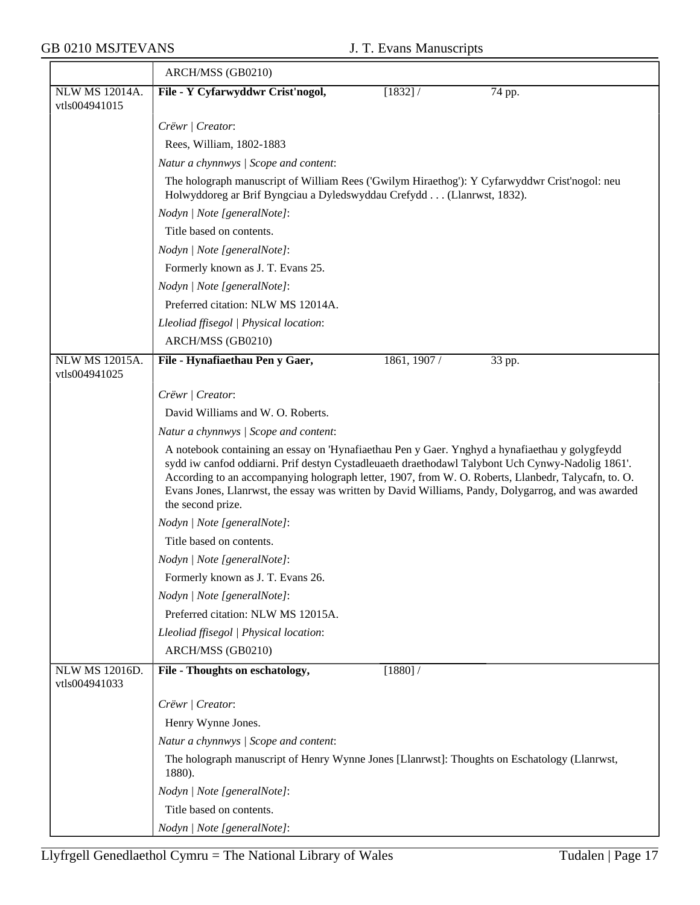ARCH/MSS (GB0210)

NLW MS 12014A. vtls004941015

**File - Y Cyfarwyddwr Crist'nogol,** [1832] / 74 pp.

*Crëwr | Creator*:

Rees, William, 1802-1883

*Natur a chynnwys | Scope and content*:

The holograph manuscript of William Rees ('Gwilym Hiraethog'): Y Cyfarwyddwr Crist'nogol: neu Holwyddoreg ar Brif Byngciau a Dyledswyddau Crefydd . . . (Llanrwst, 1832).

*Nodyn | Note [generalNote]*:

Title based on contents.

*Nodyn | Note [generalNote]*:

Formerly known as J. T. Evans 25.

*Nodyn | Note [generalNote]*:

Preferred citation: NLW MS 12014A.

*Lleoliad ffisegol | Physical location*:

ARCH/MSS (GB0210)

NLW MS 12015A. vtls004941025

**File - Hynafiaethau Pen y Gaer,** 1861, 1907 / 33 pp.

*Crëwr | Creator*:

David Williams and W. O. Roberts.

*Natur a chynnwys | Scope and content*:

A notebook containing an essay on 'Hynafiaethau Pen y Gaer. Ynghyd a hynafiaethau y golygfeydd sydd iw canfod oddiarni. Prif destyn Cystadleuaeth draethodawl Talybont Uch Cynwy-Nadolig 1861'. According to an accompanying holograph letter, 1907, from W. O. Roberts, Llanbedr, Talycafn, to. O. Evans Jones, Llanrwst, the essay was written by David Williams, Pandy, Dolygarrog, and was awarded the second prize.

*Nodyn | Note [generalNote]*:

Title based on contents.

*Nodyn | Note [generalNote]*:

Formerly known as J. T. Evans 26.

*Nodyn | Note [generalNote]*:

Preferred citation: NLW MS 12015A.

*Lleoliad ffisegol | Physical location*:

ARCH/MSS (GB0210)

NLW MS 12016D. vtls004941033

**File - Thoughts on eschatology,** [1880] /

*Crëwr | Creator*:

Henry Wynne Jones.

*Natur a chynnwys | Scope and content*:

The holograph manuscript of Henry Wynne Jones [Llanrwst]: Thoughts on Eschatology (Llanrwst, 1880).

*Nodyn | Note [generalNote]*:

Title based on contents.

*Nodyn | Note [generalNote]*: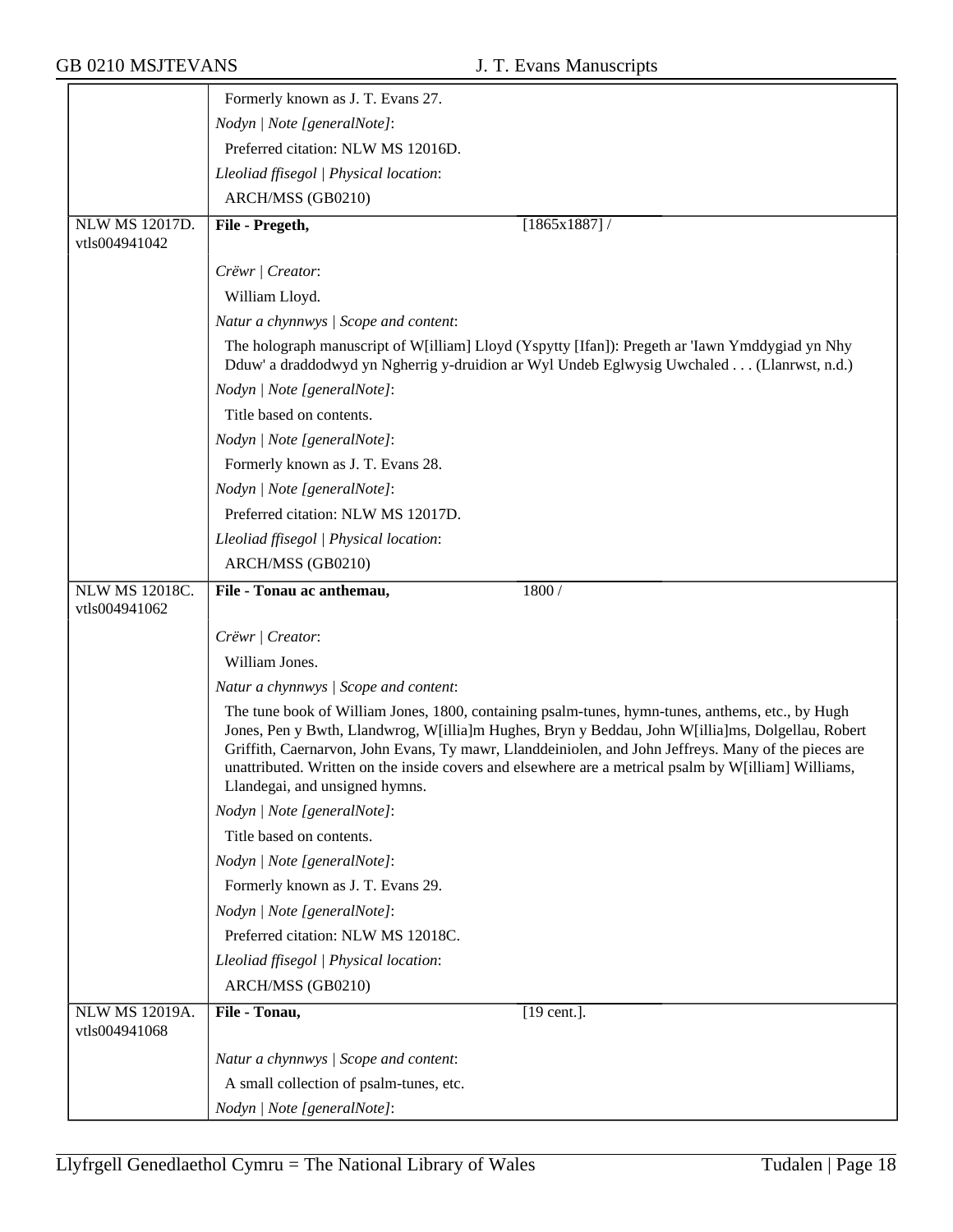Formerly known as J. T. Evans 27.

*Nodyn | Note [generalNote]*:

Preferred citation: NLW MS 12016D.

*Lleoliad ffisegol | Physical location*:

ARCH/MSS (GB0210)

---

NLW MS 12017D.
vtls004941042

**File - Pregeth,** [1865x1887] /

*Crëwr | Creator*:

William Lloyd.

*Natur a chynnwys | Scope and content*:

The holograph manuscript of W[illiam] Lloyd (Yspytty [Ifan]): Pregeth ar 'Iawn Ymddygiad yn Nhy Dduw' a draddodwyd yn Ngherrig y-druidion ar Wyl Undeb Eglwysig Uwchaled . . . (Llanrwst, n.d.)

*Nodyn | Note [generalNote]*:

Title based on contents.

*Nodyn | Note [generalNote]*:

Formerly known as J. T. Evans 28.

*Nodyn | Note [generalNote]*:

Preferred citation: NLW MS 12017D.

*Lleoliad ffisegol | Physical location*:

ARCH/MSS (GB0210)

---

NLW MS 12018C.
vtls004941062

**File - Tonau ac anthemau,** 1800 /

*Crëwr | Creator*:

William Jones.

*Natur a chynnwys | Scope and content*:

The tune book of William Jones, 1800, containing psalm-tunes, hymn-tunes, anthems, etc., by Hugh Jones, Pen y Bwth, Llandwrog, W[illia]m Hughes, Bryn y Beddau, John W[illia]ms, Dolgellau, Robert Griffith, Caernarvon, John Evans, Ty mawr, Llanddeiniolen, and John Jeffreys. Many of the pieces are unattributed. Written on the inside covers and elsewhere are a metrical psalm by W[illiam] Williams, Llandegai, and unsigned hymns.

*Nodyn | Note [generalNote]*:

Title based on contents.

*Nodyn | Note [generalNote]*:

Formerly known as J. T. Evans 29.

*Nodyn | Note [generalNote]*:

Preferred citation: NLW MS 12018C.

*Lleoliad ffisegol | Physical location*:

ARCH/MSS (GB0210)

---

NLW MS 12019A.
vtls004941068

**File - Tonau,** [19 cent.].

*Natur a chynnwys | Scope and content*:

A small collection of psalm-tunes, etc.

*Nodyn | Note [generalNote]*: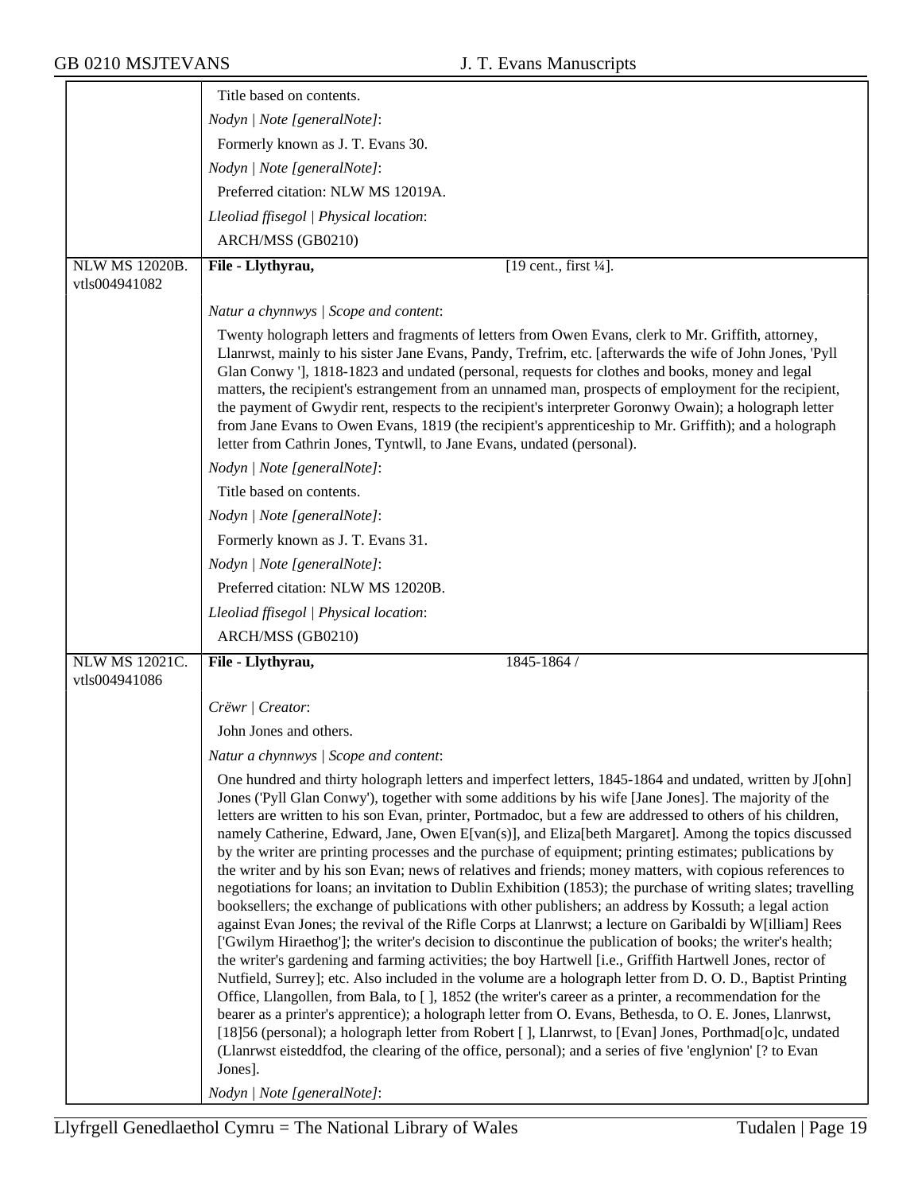| | |
|---|---|
| | Title based on contents. |
| | *Nodyn \| Note [generalNote]*: |
| | Formerly known as J. T. Evans 30. |
| | *Nodyn \| Note [generalNote]*: |
| | Preferred citation: NLW MS 12019A. |
| | *Lleoliad ffisegol \| Physical location*: |
| | ARCH/MSS (GB0210) |
| NLW MS 12020B. vtls004941082 | **File - Llythyrau,** [19 cent., first ¼]. |
| | *Natur a chynnwys \| Scope and content*: |
| | Twenty holograph letters and fragments of letters from Owen Evans, clerk to Mr. Griffith, attorney, Llanrwst, mainly to his sister Jane Evans, Pandy, Trefrim, etc. [afterwards the wife of John Jones, 'Pyll Glan Conwy '], 1818-1823 and undated (personal, requests for clothes and books, money and legal matters, the recipient's estrangement from an unnamed man, prospects of employment for the recipient, the payment of Gwydir rent, respects to the recipient's interpreter Goronwy Owain); a holograph letter from Jane Evans to Owen Evans, 1819 (the recipient's apprenticeship to Mr. Griffith); and a holograph letter from Cathrin Jones, Tyntwll, to Jane Evans, undated (personal). |
| | *Nodyn \| Note [generalNote]*: |
| | Title based on contents. |
| | *Nodyn \| Note [generalNote]*: |
| | Formerly known as J. T. Evans 31. |
| | *Nodyn \| Note [generalNote]*: |
| | Preferred citation: NLW MS 12020B. |
| | *Lleoliad ffisegol \| Physical location*: |
| | ARCH/MSS (GB0210) |
| NLW MS 12021C. vtls004941086 | **File - Llythyrau,** 1845-1864 / |
| | *Crëwr \| Creator*: |
| | John Jones and others. |
| | *Natur a chynnwys \| Scope and content*: |
| | One hundred and thirty holograph letters and imperfect letters, 1845-1864 and undated, written by J[ohn] Jones ('Pyll Glan Conwy'), together with some additions by his wife [Jane Jones]. The majority of the letters are written to his son Evan, printer, Portmadoc, but a few are addressed to others of his children, namely Catherine, Edward, Jane, Owen E[van(s)], and Eliza[beth Margaret]. Among the topics discussed by the writer are printing processes and the purchase of equipment; printing estimates; publications by the writer and by his son Evan; news of relatives and friends; money matters, with copious references to negotiations for loans; an invitation to Dublin Exhibition (1853); the purchase of writing slates; travelling booksellers; the exchange of publications with other publishers; an address by Kossuth; a legal action against Evan Jones; the revival of the Rifle Corps at Llanrwst; a lecture on Garibaldi by W[illiam] Rees ['Gwilym Hiraethog']; the writer's decision to discontinue the publication of books; the writer's health; the writer's gardening and farming activities; the boy Hartwell [i.e., Griffith Hartwell Jones, rector of Nutfield, Surrey]; etc. Also included in the volume are a holograph letter from D. O. D., Baptist Printing Office, Llangollen, from Bala, to [ ], 1852 (the writer's career as a printer, a recommendation for the bearer as a printer's apprentice); a holograph letter from O. Evans, Bethesda, to O. E. Jones, Llanrwst, [18]56 (personal); a holograph letter from Robert [ ], Llanrwst, to [Evan] Jones, Porthmad[o]c, undated (Llanrwst eisteddfod, the clearing of the office, personal); and a series of five 'englynion' [? to Evan Jones]. |
| | *Nodyn \| Note [generalNote]*: |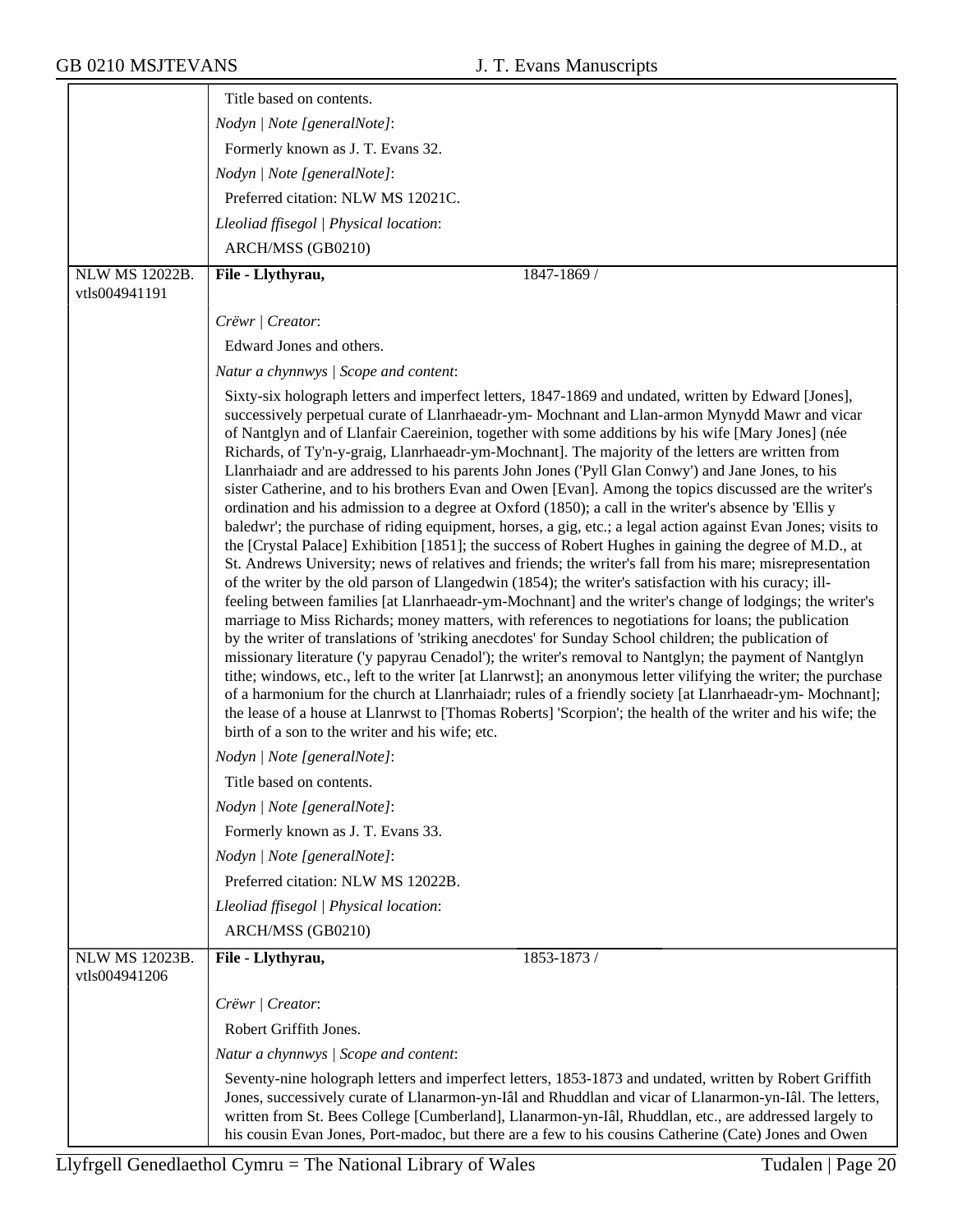Title based on contents.

*Nodyn | Note [generalNote]*:

Formerly known as J. T. Evans 32.

*Nodyn | Note [generalNote]*:

Preferred citation: NLW MS 12021C.

*Lleoliad ffisegol | Physical location*:

ARCH/MSS (GB0210)

---

NLW MS 12022B.
vtls004941191

**File - Llythyrau,** 1847-1869 /

*Crëwr | Creator*:

Edward Jones and others.

*Natur a chynnwys | Scope and content*:

Sixty-six holograph letters and imperfect letters, 1847-1869 and undated, written by Edward [Jones], successively perpetual curate of Llanrhaeadr-ym- Mochnant and Llan-armon Mynydd Mawr and vicar of Nantglyn and of Llanfair Caereinion, together with some additions by his wife [Mary Jones] (née Richards, of Ty'n-y-graig, Llanrhaeadr-ym-Mochnant]. The majority of the letters are written from Llanrhaiadr and are addressed to his parents John Jones ('Pyll Glan Conwy') and Jane Jones, to his sister Catherine, and to his brothers Evan and Owen [Evan]. Among the topics discussed are the writer's ordination and his admission to a degree at Oxford (1850); a call in the writer's absence by 'Ellis y baledwr'; the purchase of riding equipment, horses, a gig, etc.; a legal action against Evan Jones; visits to the [Crystal Palace] Exhibition [1851]; the success of Robert Hughes in gaining the degree of M.D., at St. Andrews University; news of relatives and friends; the writer's fall from his mare; misrepresentation of the writer by the old parson of Llangedwin (1854); the writer's satisfaction with his curacy; ill-feeling between families [at Llanrhaeadr-ym-Mochnant] and the writer's change of lodgings; the writer's marriage to Miss Richards; money matters, with references to negotiations for loans; the publication by the writer of translations of 'striking anecdotes' for Sunday School children; the publication of missionary literature ('y papyrau Cenadol'); the writer's removal to Nantglyn; the payment of Nantglyn tithe; windows, etc., left to the writer [at Llanrwst]; an anonymous letter vilifying the writer; the purchase of a harmonium for the church at Llanrhaiadr; rules of a friendly society [at Llanrhaeadr-ym- Mochnant]; the lease of a house at Llanrwst to [Thomas Roberts] 'Scorpion'; the health of the writer and his wife; the birth of a son to the writer and his wife; etc.

*Nodyn | Note [generalNote]*:

Title based on contents.

*Nodyn | Note [generalNote]*:

Formerly known as J. T. Evans 33.

*Nodyn | Note [generalNote]*:

Preferred citation: NLW MS 12022B.

*Lleoliad ffisegol | Physical location*:

ARCH/MSS (GB0210)

---

NLW MS 12023B.
vtls004941206

**File - Llythyrau,** 1853-1873 /

*Crëwr | Creator*:

Robert Griffith Jones.

*Natur a chynnwys | Scope and content*:

Seventy-nine holograph letters and imperfect letters, 1853-1873 and undated, written by Robert Griffith Jones, successively curate of Llanarmon-yn-Iâl and Rhuddlan and vicar of Llanarmon-yn-Iâl. The letters, written from St. Bees College [Cumberland], Llanarmon-yn-Iâl, Rhuddlan, etc., are addressed largely to his cousin Evan Jones, Port-madoc, but there are a few to his cousins Catherine (Cate) Jones and Owen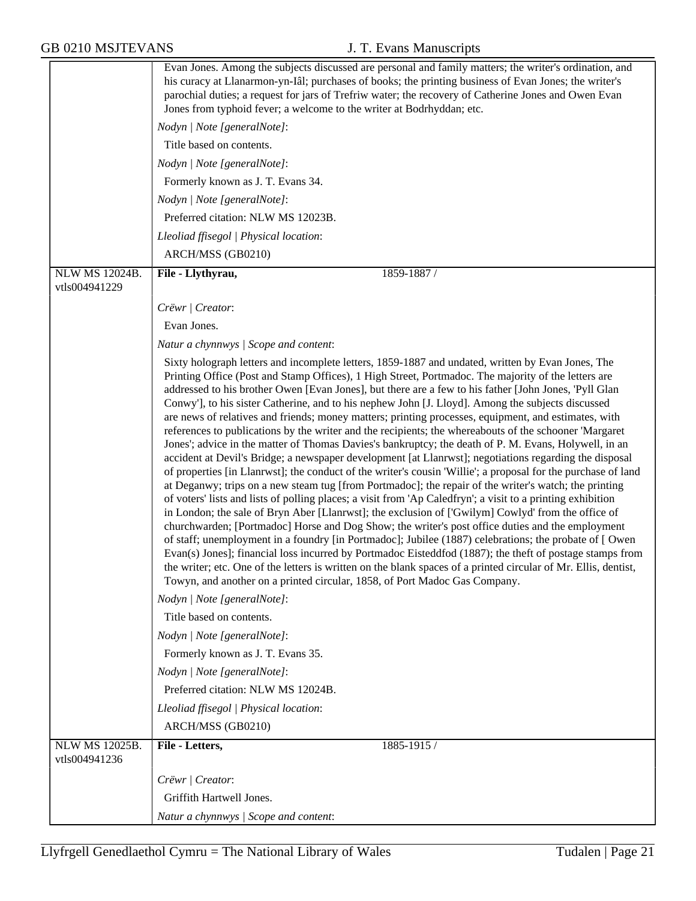Evan Jones. Among the subjects discussed are personal and family matters; the writer's ordination, and his curacy at Llanarmon-yn-Iâl; purchases of books; the printing business of Evan Jones; the writer's parochial duties; a request for jars of Trefriw water; the recovery of Catherine Jones and Owen Evan Jones from typhoid fever; a welcome to the writer at Bodrhyddan; etc.

*Nodyn | Note [generalNote]*:

Title based on contents.

*Nodyn | Note [generalNote]*:

Formerly known as J. T. Evans 34.

*Nodyn | Note [generalNote]*:

Preferred citation: NLW MS 12023B.

*Lleoliad ffisegol | Physical location*:

ARCH/MSS (GB0210)

---

NLW MS 12024B.
vtls004941229

**File - Llythyrau,** 1859-1887 /

*Crëwr | Creator*:

Evan Jones.

*Natur a chynnwys | Scope and content*:

Sixty holograph letters and incomplete letters, 1859-1887 and undated, written by Evan Jones, The Printing Office (Post and Stamp Offices), 1 High Street, Portmadoc. The majority of the letters are addressed to his brother Owen [Evan Jones], but there are a few to his father [John Jones, 'Pyll Glan Conwy'], to his sister Catherine, and to his nephew John [J. Lloyd]. Among the subjects discussed are news of relatives and friends; money matters; printing processes, equipment, and estimates, with references to publications by the writer and the recipients; the whereabouts of the schooner 'Margaret Jones'; advice in the matter of Thomas Davies's bankruptcy; the death of P. M. Evans, Holywell, in an accident at Devil's Bridge; a newspaper development [at Llanrwst]; negotiations regarding the disposal of properties [in Llanrwst]; the conduct of the writer's cousin 'Willie'; a proposal for the purchase of land at Deganwy; trips on a new steam tug [from Portmadoc]; the repair of the writer's watch; the printing of voters' lists and lists of polling places; a visit from 'Ap Caledfryn'; a visit to a printing exhibition in London; the sale of Bryn Aber [Llanrwst]; the exclusion of ['Gwilym] Cowlyd' from the office of churchwarden; [Portmadoc] Horse and Dog Show; the writer's post office duties and the employment of staff; unemployment in a foundry [in Portmadoc]; Jubilee (1887) celebrations; the probate of [ Owen Evan(s) Jones]; financial loss incurred by Portmadoc Eisteddfod (1887); the theft of postage stamps from the writer; etc. One of the letters is written on the blank spaces of a printed circular of Mr. Ellis, dentist, Towyn, and another on a printed circular, 1858, of Port Madoc Gas Company.

*Nodyn | Note [generalNote]*:

Title based on contents.

*Nodyn | Note [generalNote]*:

Formerly known as J. T. Evans 35.

*Nodyn | Note [generalNote]*:

Preferred citation: NLW MS 12024B.

*Lleoliad ffisegol | Physical location*:

ARCH/MSS (GB0210)

---

NLW MS 12025B.
vtls004941236

**File - Letters,** 1885-1915 /

*Crëwr | Creator*:

Griffith Hartwell Jones.

*Natur a chynnwys | Scope and content*: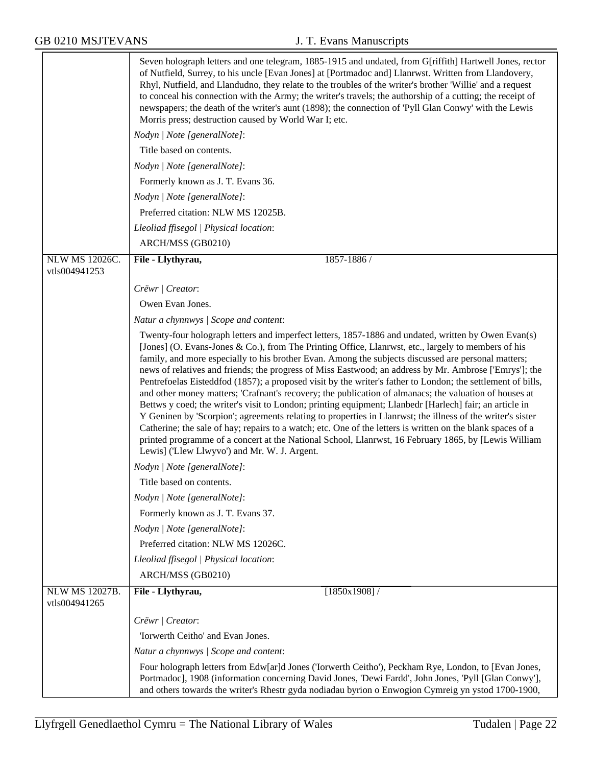Seven holograph letters and one telegram, 1885-1915 and undated, from G[riffith] Hartwell Jones, rector of Nutfield, Surrey, to his uncle [Evan Jones] at [Portmadoc and] Llanrwst. Written from Llandovery, Rhyl, Nutfield, and Llandudno, they relate to the troubles of the writer's brother 'Willie' and a request to conceal his connection with the Army; the writer's travels; the authorship of a cutting; the receipt of newspapers; the death of the writer's aunt (1898); the connection of 'Pyll Glan Conwy' with the Lewis Morris press; destruction caused by World War I; etc.

*Nodyn | Note [generalNote]*:

Title based on contents.

*Nodyn | Note [generalNote]*:

Formerly known as J. T. Evans 36.

*Nodyn | Note [generalNote]*:

Preferred citation: NLW MS 12025B.

*Lleoliad ffisegol | Physical location*:

ARCH/MSS (GB0210)

---

NLW MS 12026C. vtls004941253

**File - Llythyrau,** 1857-1886 /

*Crëwr | Creator*:

Owen Evan Jones.

*Natur a chynnwys | Scope and content*:

Twenty-four holograph letters and imperfect letters, 1857-1886 and undated, written by Owen Evan(s) [Jones] (O. Evans-Jones & Co.), from The Printing Office, Llanrwst, etc., largely to members of his family, and more especially to his brother Evan. Among the subjects discussed are personal matters; news of relatives and friends; the progress of Miss Eastwood; an address by Mr. Ambrose ['Emrys']; the Pentrefoelas Eisteddfod (1857); a proposed visit by the writer's father to London; the settlement of bills, and other money matters; 'Crafnant's recovery; the publication of almanacs; the valuation of houses at Bettws y coed; the writer's visit to London; printing equipment; Llanbedr [Harlech] fair; an article in Y Geninen by 'Scorpion'; agreements relating to properties in Llanrwst; the illness of the writer's sister Catherine; the sale of hay; repairs to a watch; etc. One of the letters is written on the blank spaces of a printed programme of a concert at the National School, Llanrwst, 16 February 1865, by [Lewis William Lewis] ('Llew Llwyvo') and Mr. W. J. Argent.

*Nodyn | Note [generalNote]*:

Title based on contents.

*Nodyn | Note [generalNote]*:

Formerly known as J. T. Evans 37.

*Nodyn | Note [generalNote]*:

Preferred citation: NLW MS 12026C.

*Lleoliad ffisegol | Physical location*:

ARCH/MSS (GB0210)

---

NLW MS 12027B. vtls004941265

**File - Llythyrau,** [1850x1908] /

*Crëwr | Creator*:

'Iorwerth Ceitho' and Evan Jones.

*Natur a chynnwys | Scope and content*:

Four holograph letters from Edw[ar]d Jones ('Iorwerth Ceitho'), Peckham Rye, London, to [Evan Jones, Portmadoc], 1908 (information concerning David Jones, 'Dewi Fardd', John Jones, 'Pyll [Glan Conwy'], and others towards the writer's Rhestr gyda nodiadau byrion o Enwogion Cymreig yn ystod 1700-1900,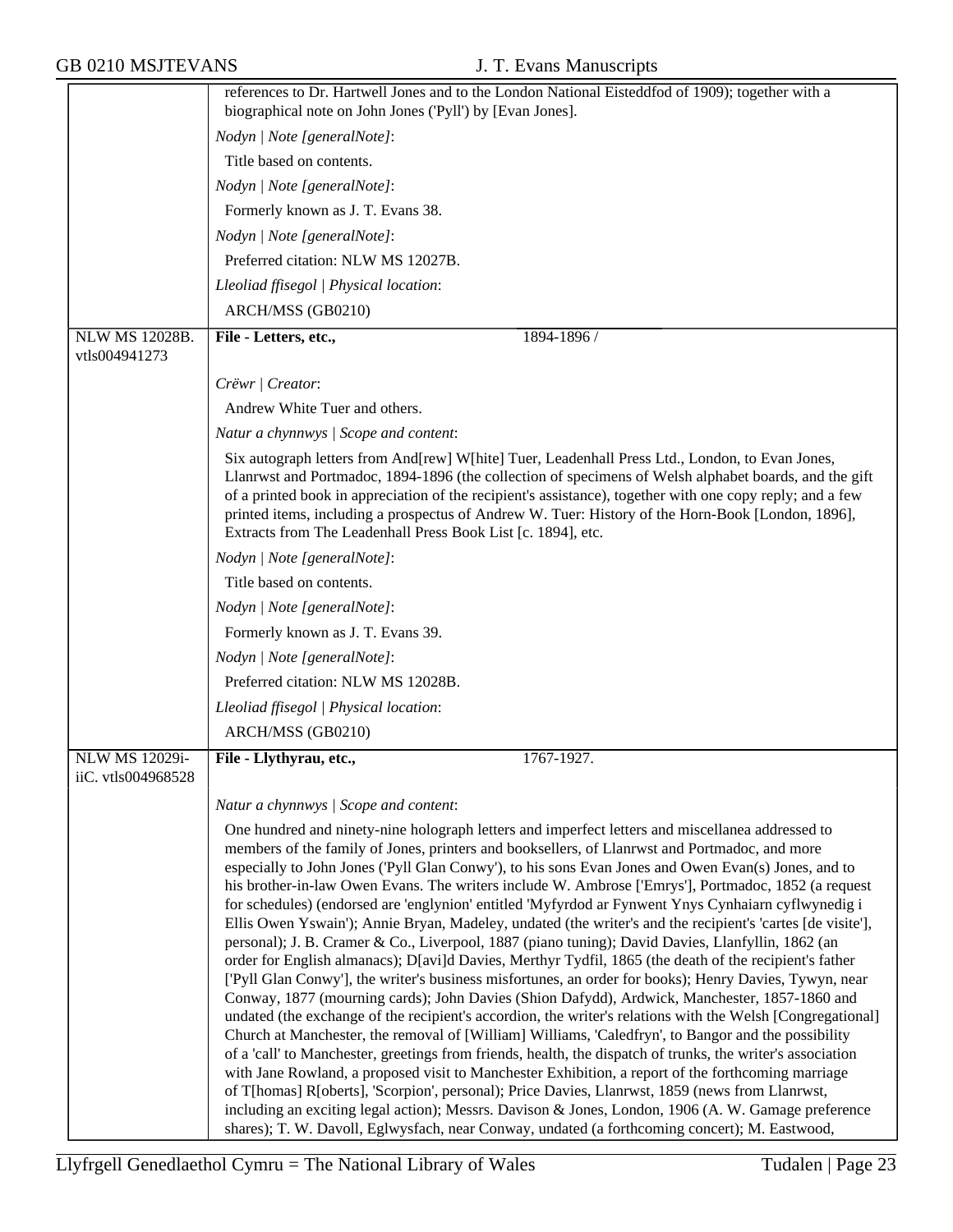references to Dr. Hartwell Jones and to the London National Eisteddfod of 1909); together with a biographical note on John Jones ('Pyll') by [Evan Jones].

*Nodyn | Note [generalNote]*:

Title based on contents.

*Nodyn | Note [generalNote]*:

Formerly known as J. T. Evans 38.

*Nodyn | Note [generalNote]*:

Preferred citation: NLW MS 12027B.

*Lleoliad ffisegol | Physical location*:

ARCH/MSS (GB0210)

---

**NLW MS 12028B. vtls004941273**

**File - Letters, etc.,** 1894-1896 /

*Crëwr | Creator*:

Andrew White Tuer and others.

*Natur a chynnwys | Scope and content*:

Six autograph letters from And[rew] W[hite] Tuer, Leadenhall Press Ltd., London, to Evan Jones, Llanrwst and Portmadoc, 1894-1896 (the collection of specimens of Welsh alphabet boards, and the gift of a printed book in appreciation of the recipient's assistance), together with one copy reply; and a few printed items, including a prospectus of Andrew W. Tuer: History of the Horn-Book [London, 1896], Extracts from The Leadenhall Press Book List [c. 1894], etc.

*Nodyn | Note [generalNote]*:

Title based on contents.

*Nodyn | Note [generalNote]*:

Formerly known as J. T. Evans 39.

*Nodyn | Note [generalNote]*:

Preferred citation: NLW MS 12028B.

*Lleoliad ffisegol | Physical location*:

ARCH/MSS (GB0210)

---

**NLW MS 12029i-iiC. vtls004968528**

**File - Llythyrau, etc.,** 1767-1927.

*Natur a chynnwys | Scope and content*:

One hundred and ninety-nine holograph letters and imperfect letters and miscellanea addressed to members of the family of Jones, printers and booksellers, of Llanrwst and Portmadoc, and more especially to John Jones ('Pyll Glan Conwy'), to his sons Evan Jones and Owen Evan(s) Jones, and to his brother-in-law Owen Evans. The writers include W. Ambrose ['Emrys'], Portmadoc, 1852 (a request for schedules) (endorsed are 'englynion' entitled 'Myfyrdod ar Fynwent Ynys Cynhaiarn cyflwynedig i Ellis Owen Yswain'); Annie Bryan, Madeley, undated (the writer's and the recipient's 'cartes [de visite'], personal); J. B. Cramer & Co., Liverpool, 1887 (piano tuning); David Davies, Llanfyllin, 1862 (an order for English almanacs); D[avi]d Davies, Merthyr Tydfil, 1865 (the death of the recipient's father ['Pyll Glan Conwy'], the writer's business misfortunes, an order for books); Henry Davies, Tywyn, near Conway, 1877 (mourning cards); John Davies (Shion Dafydd), Ardwick, Manchester, 1857-1860 and undated (the exchange of the recipient's accordion, the writer's relations with the Welsh [Congregational] Church at Manchester, the removal of [William] Williams, 'Caledfryn', to Bangor and the possibility of a 'call' to Manchester, greetings from friends, health, the dispatch of trunks, the writer's association with Jane Rowland, a proposed visit to Manchester Exhibition, a report of the forthcoming marriage of T[homas] R[oberts], 'Scorpion', personal); Price Davies, Llanrwst, 1859 (news from Llanrwst, including an exciting legal action); Messrs. Davison & Jones, London, 1906 (A. W. Gamage preference shares); T. W. Davoll, Eglwysfach, near Conway, undated (a forthcoming concert); M. Eastwood,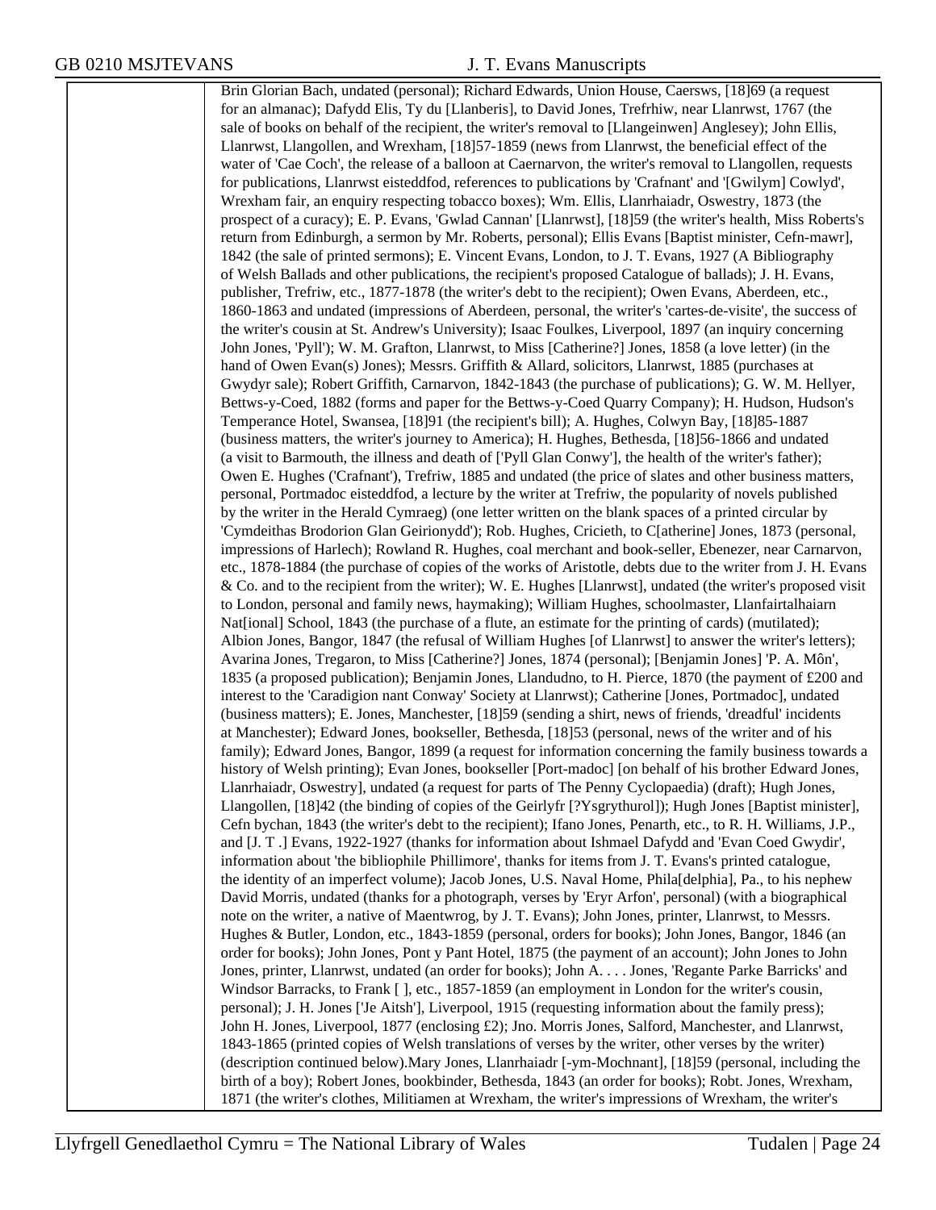Brin Glorian Bach, undated (personal); Richard Edwards, Union House, Caersws, [18]69 (a request for an almanac); Dafydd Elis, Ty du [Llanberis], to David Jones, Trefrhiw, near Llanrwst, 1767 (the sale of books on behalf of the recipient, the writer's removal to [Llangeinwen] Anglesey); John Ellis, Llanrwst, Llangollen, and Wrexham, [18]57-1859 (news from Llanrwst, the beneficial effect of the water of 'Cae Coch', the release of a balloon at Caernarvon, the writer's removal to Llangollen, requests for publications, Llanrwst eisteddfod, references to publications by 'Crafnant' and '[Gwilym] Cowlyd', Wrexham fair, an enquiry respecting tobacco boxes); Wm. Ellis, Llanrhaiadr, Oswestry, 1873 (the prospect of a curacy); E. P. Evans, 'Gwlad Cannan' [Llanrwst], [18]59 (the writer's health, Miss Roberts's return from Edinburgh, a sermon by Mr. Roberts, personal); Ellis Evans [Baptist minister, Cefn-mawr], 1842 (the sale of printed sermons); E. Vincent Evans, London, to J. T. Evans, 1927 (A Bibliography of Welsh Ballads and other publications, the recipient's proposed Catalogue of ballads); J. H. Evans, publisher, Trefriw, etc., 1877-1878 (the writer's debt to the recipient); Owen Evans, Aberdeen, etc., 1860-1863 and undated (impressions of Aberdeen, personal, the writer's 'cartes-de-visite', the success of the writer's cousin at St. Andrew's University); Isaac Foulkes, Liverpool, 1897 (an inquiry concerning John Jones, 'Pyll'); W. M. Grafton, Llanrwst, to Miss [Catherine?] Jones, 1858 (a love letter) (in the hand of Owen Evan(s) Jones); Messrs. Griffith & Allard, solicitors, Llanrwst, 1885 (purchases at Gwydyr sale); Robert Griffith, Carnarvon, 1842-1843 (the purchase of publications); G. W. M. Hellyer, Bettws-y-Coed, 1882 (forms and paper for the Bettws-y-Coed Quarry Company); H. Hudson, Hudson's Temperance Hotel, Swansea, [18]91 (the recipient's bill); A. Hughes, Colwyn Bay, [18]85-1887 (business matters, the writer's journey to America); H. Hughes, Bethesda, [18]56-1866 and undated (a visit to Barmouth, the illness and death of ['Pyll Glan Conwy'], the health of the writer's father); Owen E. Hughes ('Crafnant'), Trefriw, 1885 and undated (the price of slates and other business matters, personal, Portmadoc eisteddfod, a lecture by the writer at Trefriw, the popularity of novels published by the writer in the Herald Cymraeg) (one letter written on the blank spaces of a printed circular by 'Cymdeithas Brodorion Glan Geirionydd'); Rob. Hughes, Cricieth, to C[atherine] Jones, 1873 (personal, impressions of Harlech); Rowland R. Hughes, coal merchant and book-seller, Ebenezer, near Carnarvon, etc., 1878-1884 (the purchase of copies of the works of Aristotle, debts due to the writer from J. H. Evans & Co. and to the recipient from the writer); W. E. Hughes [Llanrwst], undated (the writer's proposed visit to London, personal and family news, haymaking); William Hughes, schoolmaster, Llanfairtalhaiarn Nat[ional] School, 1843 (the purchase of a flute, an estimate for the printing of cards) (mutilated); Albion Jones, Bangor, 1847 (the refusal of William Hughes [of Llanrwst] to answer the writer's letters); Avarina Jones, Tregaron, to Miss [Catherine?] Jones, 1874 (personal); [Benjamin Jones] 'P. A. Môn', 1835 (a proposed publication); Benjamin Jones, Llandudno, to H. Pierce, 1870 (the payment of £200 and interest to the 'Caradigion nant Conway' Society at Llanrwst); Catherine [Jones, Portmadoc], undated (business matters); E. Jones, Manchester, [18]59 (sending a shirt, news of friends, 'dreadful' incidents at Manchester); Edward Jones, bookseller, Bethesda, [18]53 (personal, news of the writer and of his family); Edward Jones, Bangor, 1899 (a request for information concerning the family business towards a history of Welsh printing); Evan Jones, bookseller [Port-madoc] [on behalf of his brother Edward Jones, Llanrhaiadr, Oswestry], undated (a request for parts of The Penny Cyclopaedia) (draft); Hugh Jones, Llangollen, [18]42 (the binding of copies of the Geirlyfr [?Ysgrythurol]); Hugh Jones [Baptist minister], Cefn bychan, 1843 (the writer's debt to the recipient); Ifano Jones, Penarth, etc., to R. H. Williams, J.P., and [J. T .] Evans, 1922-1927 (thanks for information about Ishmael Dafydd and 'Evan Coed Gwydir', information about 'the bibliophile Phillimore', thanks for items from J. T. Evans's printed catalogue, the identity of an imperfect volume); Jacob Jones, U.S. Naval Home, Phila[delphia], Pa., to his nephew David Morris, undated (thanks for a photograph, verses by 'Eryr Arfon', personal) (with a biographical note on the writer, a native of Maentwrog, by J. T. Evans); John Jones, printer, Llanrwst, to Messrs. Hughes & Butler, London, etc., 1843-1859 (personal, orders for books); John Jones, Bangor, 1846 (an order for books); John Jones, Pont y Pant Hotel, 1875 (the payment of an account); John Jones to John Jones, printer, Llanrwst, undated (an order for books); John A. . . . Jones, 'Regante Parke Barricks' and Windsor Barracks, to Frank [ ], etc., 1857-1859 (an employment in London for the writer's cousin, personal); J. H. Jones ['Je Aitsh'], Liverpool, 1915 (requesting information about the family press); John H. Jones, Liverpool, 1877 (enclosing £2); Jno. Morris Jones, Salford, Manchester, and Llanrwst, 1843-1865 (printed copies of Welsh translations of verses by the writer, other verses by the writer) (description continued below).Mary Jones, Llanrhaiadr [-ym-Mochnant], [18]59 (personal, including the birth of a boy); Robert Jones, bookbinder, Bethesda, 1843 (an order for books); Robt. Jones, Wrexham, 1871 (the writer's clothes, Militiamen at Wrexham, the writer's impressions of Wrexham, the writer's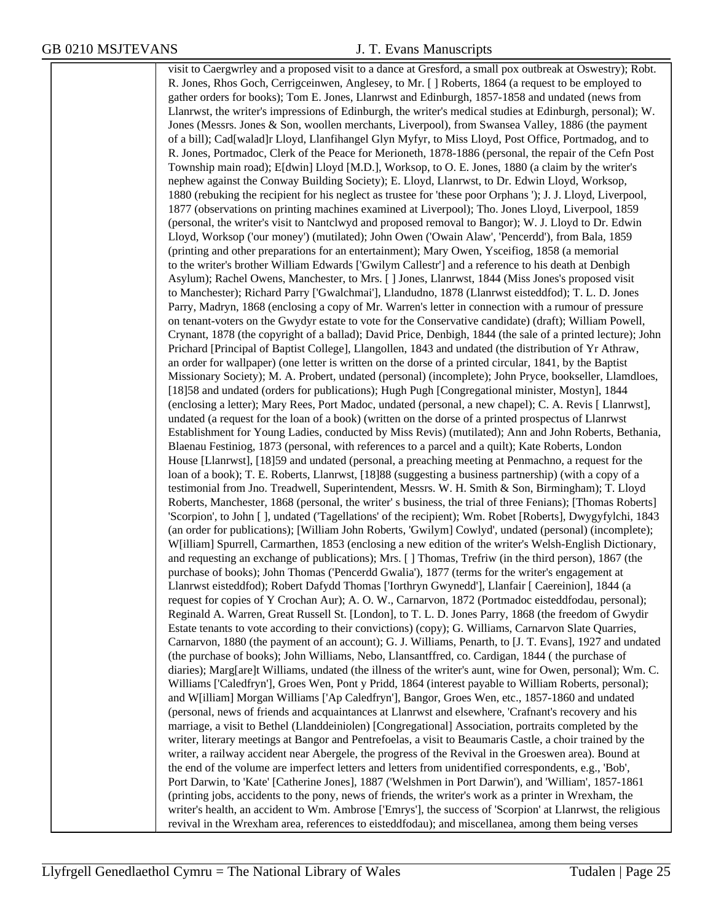| | |
|---|---|
| | visit to Caergwrley and a proposed visit to a dance at Gresford, a small pox outbreak at Oswestry); Robt. R. Jones, Rhos Goch, Cerrigceinwen, Anglesey, to Mr. [ ] Roberts, 1864 (a request to be employed to gather orders for books); Tom E. Jones, Llanrwst and Edinburgh, 1857-1858 and undated (news from Llanrwst, the writer's impressions of Edinburgh, the writer's medical studies at Edinburgh, personal); W. Jones (Messrs. Jones & Son, woollen merchants, Liverpool), from Swansea Valley, 1886 (the payment of a bill); Cad[walad]r Lloyd, Llanfihangel Glyn Myfyr, to Miss Lloyd, Post Office, Portmadog, and to R. Jones, Portmadoc, Clerk of the Peace for Merioneth, 1878-1886 (personal, the repair of the Cefn Post Township main road); E[dwin] Lloyd [M.D.], Worksop, to O. E. Jones, 1880 (a claim by the writer's nephew against the Conway Building Society); E. Lloyd, Llanrwst, to Dr. Edwin Lloyd, Worksop, 1880 (rebuking the recipient for his neglect as trustee for 'these poor Orphans '); J. J. Lloyd, Liverpool, 1877 (observations on printing machines examined at Liverpool); Tho. Jones Lloyd, Liverpool, 1859 (personal, the writer's visit to Nantclwyd and proposed removal to Bangor); W. J. Lloyd to Dr. Edwin Lloyd, Worksop ('our money') (mutilated); John Owen ('Owain Alaw', 'Pencerdd'), from Bala, 1859 (printing and other preparations for an entertainment); Mary Owen, Ysceifiog, 1858 (a memorial to the writer's brother William Edwards ['Gwilym Callestr'] and a reference to his death at Denbigh Asylum); Rachel Owens, Manchester, to Mrs. [ ] Jones, Llanrwst, 1844 (Miss Jones's proposed visit to Manchester); Richard Parry ['Gwalchmai'], Llandudno, 1878 (Llanrwst eisteddfod); T. L. D. Jones Parry, Madryn, 1868 (enclosing a copy of Mr. Warren's letter in connection with a rumour of pressure on tenant-voters on the Gwydyr estate to vote for the Conservative candidate) (draft); William Powell, Crynant, 1878 (the copyright of a ballad); David Price, Denbigh, 1844 (the sale of a printed lecture); John Prichard [Principal of Baptist College], Llangollen, 1843 and undated (the distribution of Yr Athraw, an order for wallpaper) (one letter is written on the dorse of a printed circular, 1841, by the Baptist Missionary Society); M. A. Probert, undated (personal) (incomplete); John Pryce, bookseller, Llamdloes, [18]58 and undated (orders for publications); Hugh Pugh [Congregational minister, Mostyn], 1844 (enclosing a letter); Mary Rees, Port Madoc, undated (personal, a new chapel); C. A. Revis [ Llanrwst], undated (a request for the loan of a book) (written on the dorse of a printed prospectus of Llanrwst Establishment for Young Ladies, conducted by Miss Revis) (mutilated); Ann and John Roberts, Bethania, Blaenau Festiniog, 1873 (personal, with references to a parcel and a quilt); Kate Roberts, London House [Llanrwst], [18]59 and undated (personal, a preaching meeting at Penmachno, a request for the loan of a book); T. E. Roberts, Llanrwst, [18]88 (suggesting a business partnership) (with a copy of a testimonial from Jno. Treadwell, Superintendent, Messrs. W. H. Smith & Son, Birmingham); T. Lloyd Roberts, Manchester, 1868 (personal, the writer' s business, the trial of three Fenians); [Thomas Roberts] 'Scorpion', to John [ ], undated ('Tagellations' of the recipient); Wm. Robet [Roberts], Dwygyfylchi, 1843 (an order for publications); [William John Roberts, 'Gwilym] Cowlyd', undated (personal) (incomplete); W[illiam] Spurrell, Carmarthen, 1853 (enclosing a new edition of the writer's Welsh-English Dictionary, and requesting an exchange of publications); Mrs. [ ] Thomas, Trefriw (in the third person), 1867 (the purchase of books); John Thomas ('Pencerdd Gwalia'), 1877 (terms for the writer's engagement at Llanrwst eisteddfod); Robert Dafydd Thomas ['Iorthryn Gwynedd'], Llanfair [ Caereinion], 1844 (a request for copies of Y Crochan Aur); A. O. W., Carnarvon, 1872 (Portmadoc eisteddfodau, personal); Reginald A. Warren, Great Russell St. [London], to T. L. D. Jones Parry, 1868 (the freedom of Gwydir Estate tenants to vote according to their convictions) (copy); G. Williams, Carnarvon Slate Quarries, Carnarvon, 1880 (the payment of an account); G. J. Williams, Penarth, to [J. T. Evans], 1927 and undated (the purchase of books); John Williams, Nebo, Llansantffred, co. Cardigan, 1844 ( the purchase of diaries); Marg[are]t Williams, undated (the illness of the writer's aunt, wine for Owen, personal); Wm. C. Williams ['Caledfryn'], Groes Wen, Pont y Pridd, 1864 (interest payable to William Roberts, personal); and W[illiam] Morgan Williams ['Ap Caledfryn'], Bangor, Groes Wen, etc., 1857-1860 and undated (personal, news of friends and acquaintances at Llanrwst and elsewhere, 'Crafnant's recovery and his marriage, a visit to Bethel (Llanddeiniolen) [Congregational] Association, portraits completed by the writer, literary meetings at Bangor and Pentrefoelas, a visit to Beaumaris Castle, a choir trained by the writer, a railway accident near Abergele, the progress of the Revival in the Groeswen area). Bound at the end of the volume are imperfect letters and letters from unidentified correspondents, e.g., 'Bob', Port Darwin, to 'Kate' [Catherine Jones], 1887 ('Welshmen in Port Darwin'), and 'William', 1857-1861 (printing jobs, accidents to the pony, news of friends, the writer's work as a printer in Wrexham, the writer's health, an accident to Wm. Ambrose ['Emrys'], the success of 'Scorpion' at Llanrwst, the religious revival in the Wrexham area, references to eisteddfodau); and miscellanea, among them being verses |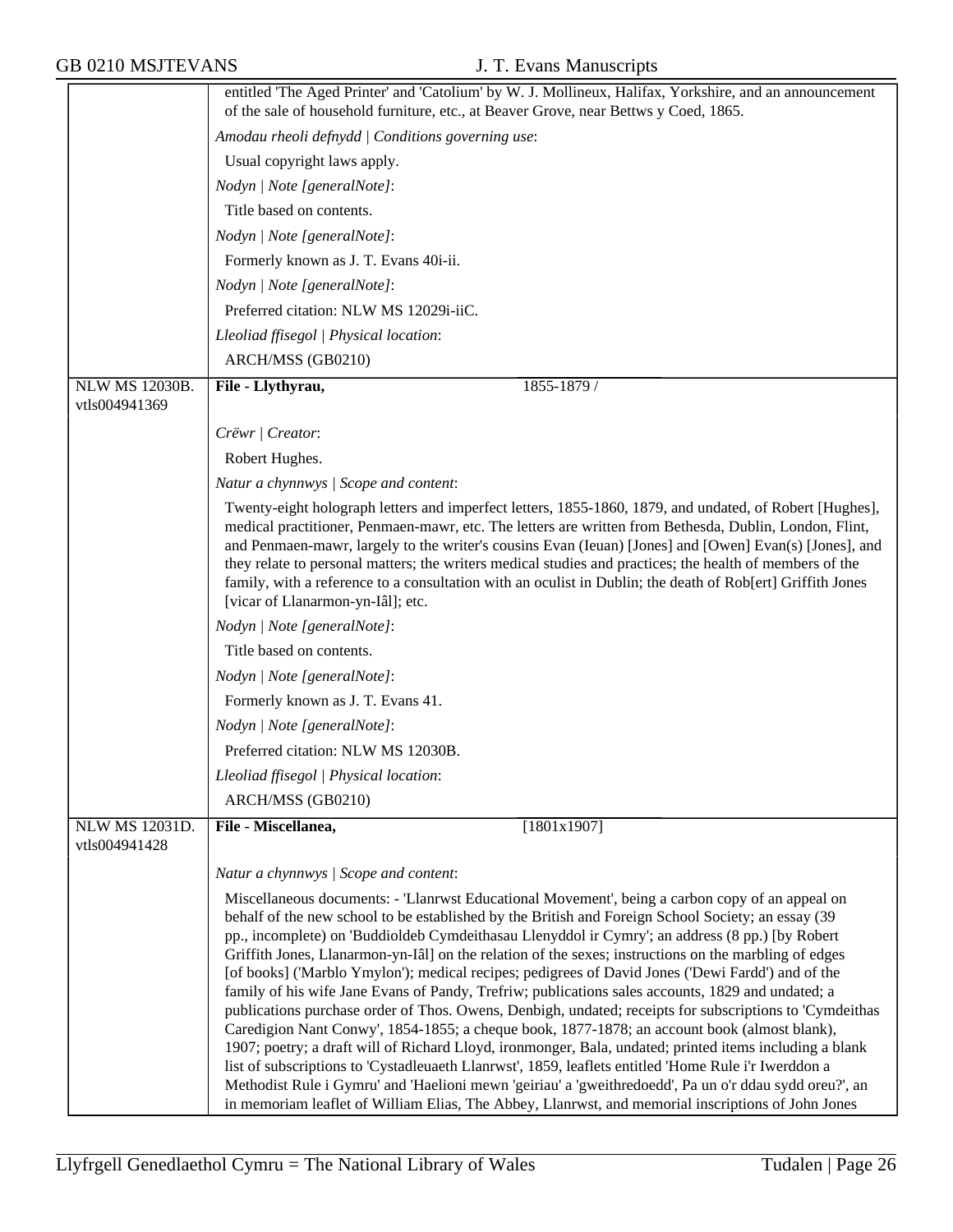entitled 'The Aged Printer' and 'Catolium' by W. J. Mollineux, Halifax, Yorkshire, and an announcement of the sale of household furniture, etc., at Beaver Grove, near Bettws y Coed, 1865.

*Amodau rheoli defnydd | Conditions governing use*:

Usual copyright laws apply.

*Nodyn | Note [generalNote]*:

Title based on contents.

*Nodyn | Note [generalNote]*:

Formerly known as J. T. Evans 40i-ii.

*Nodyn | Note [generalNote]*:

Preferred citation: NLW MS 12029i-iiC.

*Lleoliad ffisegol | Physical location*:

ARCH/MSS (GB0210)

---

NLW MS 12030B. vtls004941369

**File - Llythyrau,** 1855-1879 /

*Crëwr | Creator*:

Robert Hughes.

*Natur a chynnwys | Scope and content*:

Twenty-eight holograph letters and imperfect letters, 1855-1860, 1879, and undated, of Robert [Hughes], medical practitioner, Penmaen-mawr, etc. The letters are written from Bethesda, Dublin, London, Flint, and Penmaen-mawr, largely to the writer's cousins Evan (Ieuan) [Jones] and [Owen] Evan(s) [Jones], and they relate to personal matters; the writers medical studies and practices; the health of members of the family, with a reference to a consultation with an oculist in Dublin; the death of Rob[ert] Griffith Jones [vicar of Llanarmon-yn-Iâl]; etc.

*Nodyn | Note [generalNote]*:

Title based on contents.

*Nodyn | Note [generalNote]*:

Formerly known as J. T. Evans 41.

*Nodyn | Note [generalNote]*:

Preferred citation: NLW MS 12030B.

*Lleoliad ffisegol | Physical location*:

ARCH/MSS (GB0210)

---

NLW MS 12031D. vtls004941428

**File - Miscellanea,** [1801x1907]

*Natur a chynnwys | Scope and content*:

Miscellaneous documents: - 'Llanrwst Educational Movement', being a carbon copy of an appeal on behalf of the new school to be established by the British and Foreign School Society; an essay (39 pp., incomplete) on 'Buddioldeb Cymdeithasau Llenyddol ir Cymry'; an address (8 pp.) [by Robert Griffith Jones, Llanarmon-yn-Iâl] on the relation of the sexes; instructions on the marbling of edges [of books] ('Marblo Ymylon'); medical recipes; pedigrees of David Jones ('Dewi Fardd') and of the family of his wife Jane Evans of Pandy, Trefriw; publications sales accounts, 1829 and undated; a publications purchase order of Thos. Owens, Denbigh, undated; receipts for subscriptions to 'Cymdeithas Caredigion Nant Conwy', 1854-1855; a cheque book, 1877-1878; an account book (almost blank), 1907; poetry; a draft will of Richard Lloyd, ironmonger, Bala, undated; printed items including a blank list of subscriptions to 'Cystadleuaeth Llanrwst', 1859, leaflets entitled 'Home Rule i'r Iwerddon a Methodist Rule i Gymru' and 'Haelioni mewn 'geiriau' a 'gweithredoedd', Pa un o'r ddau sydd oreu?', an in memoriam leaflet of William Elias, The Abbey, Llanrwst, and memorial inscriptions of John Jones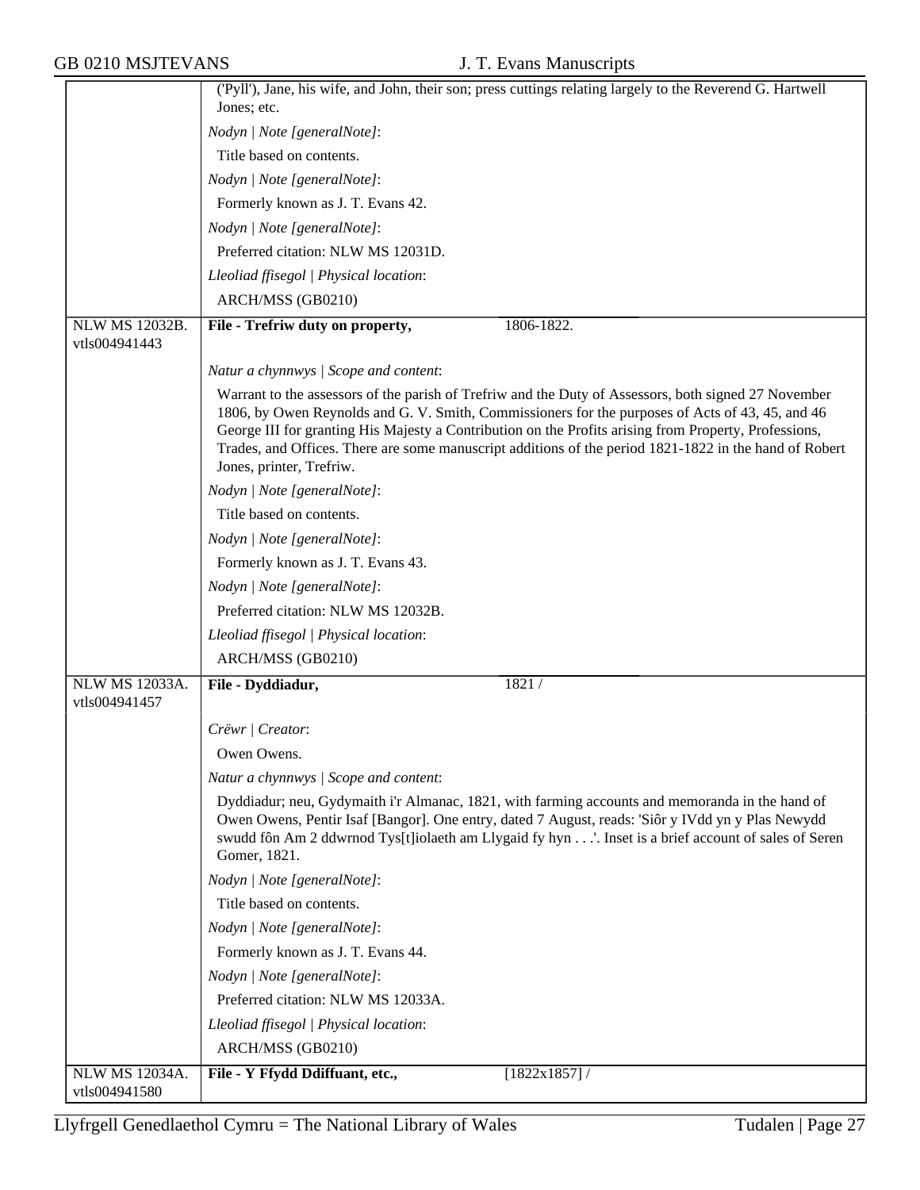('Pyll'), Jane, his wife, and John, their son; press cuttings relating largely to the Reverend G. Hartwell Jones; etc.

*Nodyn | Note [generalNote]*:

Title based on contents.

*Nodyn | Note [generalNote]*:

Formerly known as J. T. Evans 42.

*Nodyn | Note [generalNote]*:

Preferred citation: NLW MS 12031D.

*Lleoliad ffisegol | Physical location*:

ARCH/MSS (GB0210)

---

NLW MS 12032B.
vtls004941443

**File - Trefriw duty on property,** 1806-1822.

*Natur a chynnwys | Scope and content*:

Warrant to the assessors of the parish of Trefriw and the Duty of Assessors, both signed 27 November 1806, by Owen Reynolds and G. V. Smith, Commissioners for the purposes of Acts of 43, 45, and 46 George III for granting His Majesty a Contribution on the Profits arising from Property, Professions, Trades, and Offices. There are some manuscript additions of the period 1821-1822 in the hand of Robert Jones, printer, Trefriw.

*Nodyn | Note [generalNote]*:

Title based on contents.

*Nodyn | Note [generalNote]*:

Formerly known as J. T. Evans 43.

*Nodyn | Note [generalNote]*:

Preferred citation: NLW MS 12032B.

*Lleoliad ffisegol | Physical location*:

ARCH/MSS (GB0210)

---

NLW MS 12033A.
vtls004941457

**File - Dyddiadur,** 1821 /

*Crëwr | Creator*:

Owen Owens.

*Natur a chynnwys | Scope and content*:

Dyddiadur; neu, Gydymaith i'r Almanac, 1821, with farming accounts and memoranda in the hand of Owen Owens, Pentir Isaf [Bangor]. One entry, dated 7 August, reads: 'Siôr y IVdd yn y Plas Newydd swudd fôn Am 2 ddwrnod Tys[t]iolaeth am Llygaid fy hyn . . .'. Inset is a brief account of sales of Seren Gomer, 1821.

*Nodyn | Note [generalNote]*:

Title based on contents.

*Nodyn | Note [generalNote]*:

Formerly known as J. T. Evans 44.

*Nodyn | Note [generalNote]*:

Preferred citation: NLW MS 12033A.

*Lleoliad ffisegol | Physical location*:

ARCH/MSS (GB0210)

---

NLW MS 12034A.
vtls004941580

**File - Y Ffydd Ddiffuant, etc.,** [1822x1857] /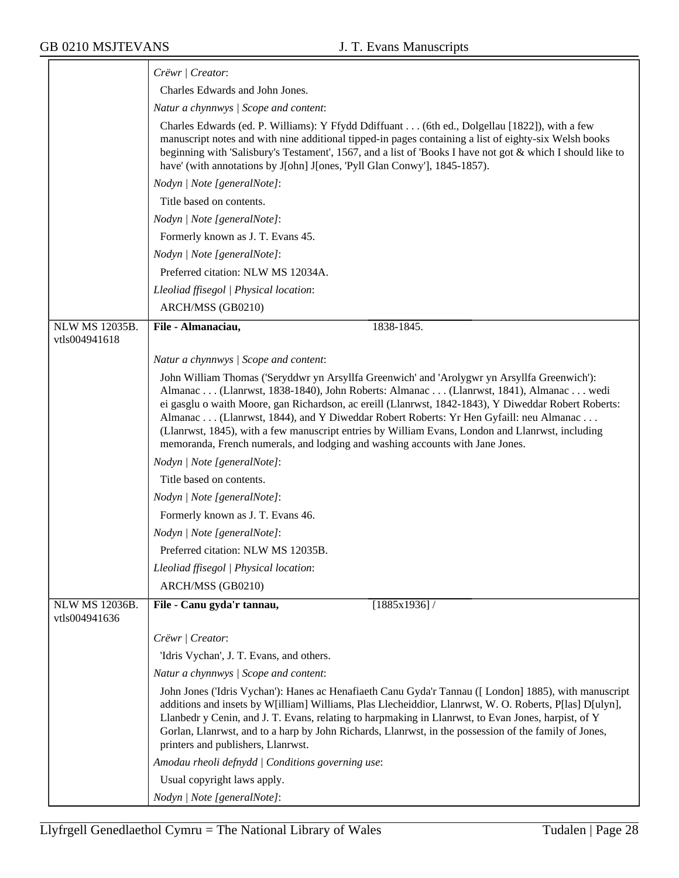Crëwr | Creator:

Charles Edwards and John Jones.

Natur a chynnwys | Scope and content:

Charles Edwards (ed. P. Williams): Y Ffydd Ddiffuant . . . (6th ed., Dolgellau [1822]), with a few manuscript notes and with nine additional tipped-in pages containing a list of eighty-six Welsh books beginning with 'Salisbury's Testament', 1567, and a list of 'Books I have not got & which I should like to have' (with annotations by J[ohn] J[ones, 'Pyll Glan Conwy'], 1845-1857).

Nodyn | Note [generalNote]:

Title based on contents.

Nodyn | Note [generalNote]:

Formerly known as J. T. Evans 45.

Nodyn | Note [generalNote]:

Preferred citation: NLW MS 12034A.

Lleoliad ffisegol | Physical location:

ARCH/MSS (GB0210)

---

NLW MS 12035B. vtls004941618

**File - Almanaciau,** 1838-1845.

Natur a chynnwys | Scope and content:

John William Thomas ('Seryddwr yn Arsyllfa Greenwich' and 'Arolygwr yn Arsyllfa Greenwich'): Almanac . . . (Llanrwst, 1838-1840), John Roberts: Almanac . . . (Llanrwst, 1841), Almanac . . . wedi ei gasglu o waith Moore, gan Richardson, ac ereill (Llanrwst, 1842-1843), Y Diweddar Robert Roberts: Almanac . . . (Llanrwst, 1844), and Y Diweddar Robert Roberts: Yr Hen Gyfaill: neu Almanac . . . (Llanrwst, 1845), with a few manuscript entries by William Evans, London and Llanrwst, including memoranda, French numerals, and lodging and washing accounts with Jane Jones.

Nodyn | Note [generalNote]:

Title based on contents.

Nodyn | Note [generalNote]:

Formerly known as J. T. Evans 46.

Nodyn | Note [generalNote]:

Preferred citation: NLW MS 12035B.

Lleoliad ffisegol | Physical location:

ARCH/MSS (GB0210)

---

NLW MS 12036B. vtls004941636

**File - Canu gyda'r tannau,** [1885x1936] /

Crëwr | Creator:

'Idris Vychan', J. T. Evans, and others.

Natur a chynnwys | Scope and content:

John Jones ('Idris Vychan'): Hanes ac Henafiaeth Canu Gyda'r Tannau ([ London] 1885), with manuscript additions and insets by W[illiam] Williams, Plas Llecheiddior, Llanrwst, W. O. Roberts, P[las] D[ulyn], Llanbedr y Cenin, and J. T. Evans, relating to harpmaking in Llanrwst, to Evan Jones, harpist, of Y Gorlan, Llanrwst, and to a harp by John Richards, Llanrwst, in the possession of the family of Jones, printers and publishers, Llanrwst.

Amodau rheoli defnydd | Conditions governing use:

Usual copyright laws apply.

Nodyn | Note [generalNote]: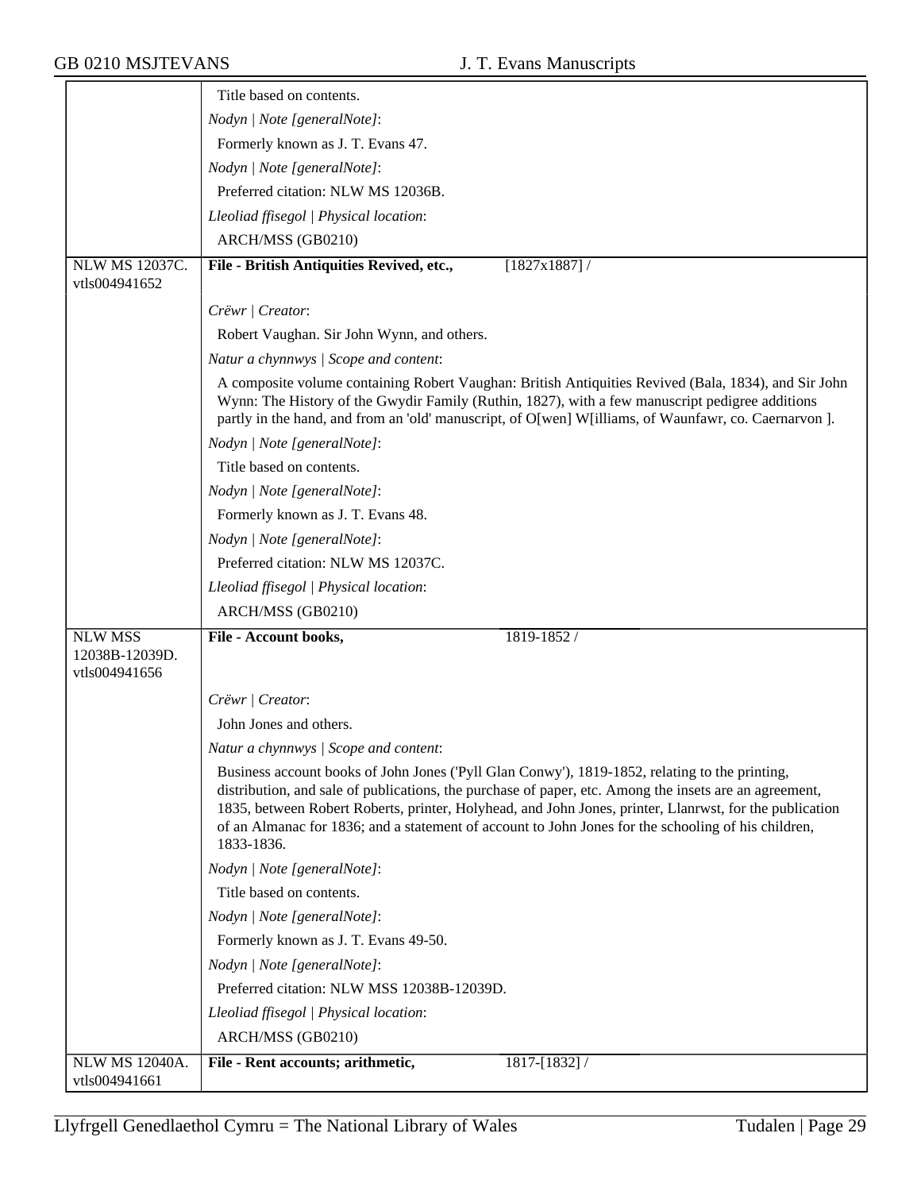| | |
|---|---|
| | Title based on contents. |
| | *Nodyn \| Note [generalNote]*: |
| | Formerly known as J. T. Evans 47. |
| | *Nodyn \| Note [generalNote]*: |
| | Preferred citation: NLW MS 12036B. |
| | *Lleoliad ffisegol \| Physical location*: |
| | ARCH/MSS (GB0210) |
| NLW MS 12037C. vtls004941652 | **File - British Antiquities Revived, etc.,** [1827x1887] / |
| | *Crëwr \| Creator*: |
| | Robert Vaughan. Sir John Wynn, and others. |
| | *Natur a chynnwys \| Scope and content*: |
| | A composite volume containing Robert Vaughan: British Antiquities Revived (Bala, 1834), and Sir John Wynn: The History of the Gwydir Family (Ruthin, 1827), with a few manuscript pedigree additions partly in the hand, and from an 'old' manuscript, of O[wen] W[illiams, of Waunfawr, co. Caernarvon ]. |
| | *Nodyn \| Note [generalNote]*: |
| | Title based on contents. |
| | *Nodyn \| Note [generalNote]*: |
| | Formerly known as J. T. Evans 48. |
| | *Nodyn \| Note [generalNote]*: |
| | Preferred citation: NLW MS 12037C. |
| | *Lleoliad ffisegol \| Physical location*: |
| | ARCH/MSS (GB0210) |
| NLW MSS 12038B-12039D. vtls004941656 | **File - Account books,** 1819-1852 / |
| | *Crëwr \| Creator*: |
| | John Jones and others. |
| | *Natur a chynnwys \| Scope and content*: |
| | Business account books of John Jones ('Pyll Glan Conwy'), 1819-1852, relating to the printing, distribution, and sale of publications, the purchase of paper, etc. Among the insets are an agreement, 1835, between Robert Roberts, printer, Holyhead, and John Jones, printer, Llanrwst, for the publication of an Almanac for 1836; and a statement of account to John Jones for the schooling of his children, 1833-1836. |
| | *Nodyn \| Note [generalNote]*: |
| | Title based on contents. |
| | *Nodyn \| Note [generalNote]*: |
| | Formerly known as J. T. Evans 49-50. |
| | *Nodyn \| Note [generalNote]*: |
| | Preferred citation: NLW MSS 12038B-12039D. |
| | *Lleoliad ffisegol \| Physical location*: |
| | ARCH/MSS (GB0210) |
| NLW MS 12040A. vtls004941661 | **File - Rent accounts; arithmetic,** 1817-[1832] / |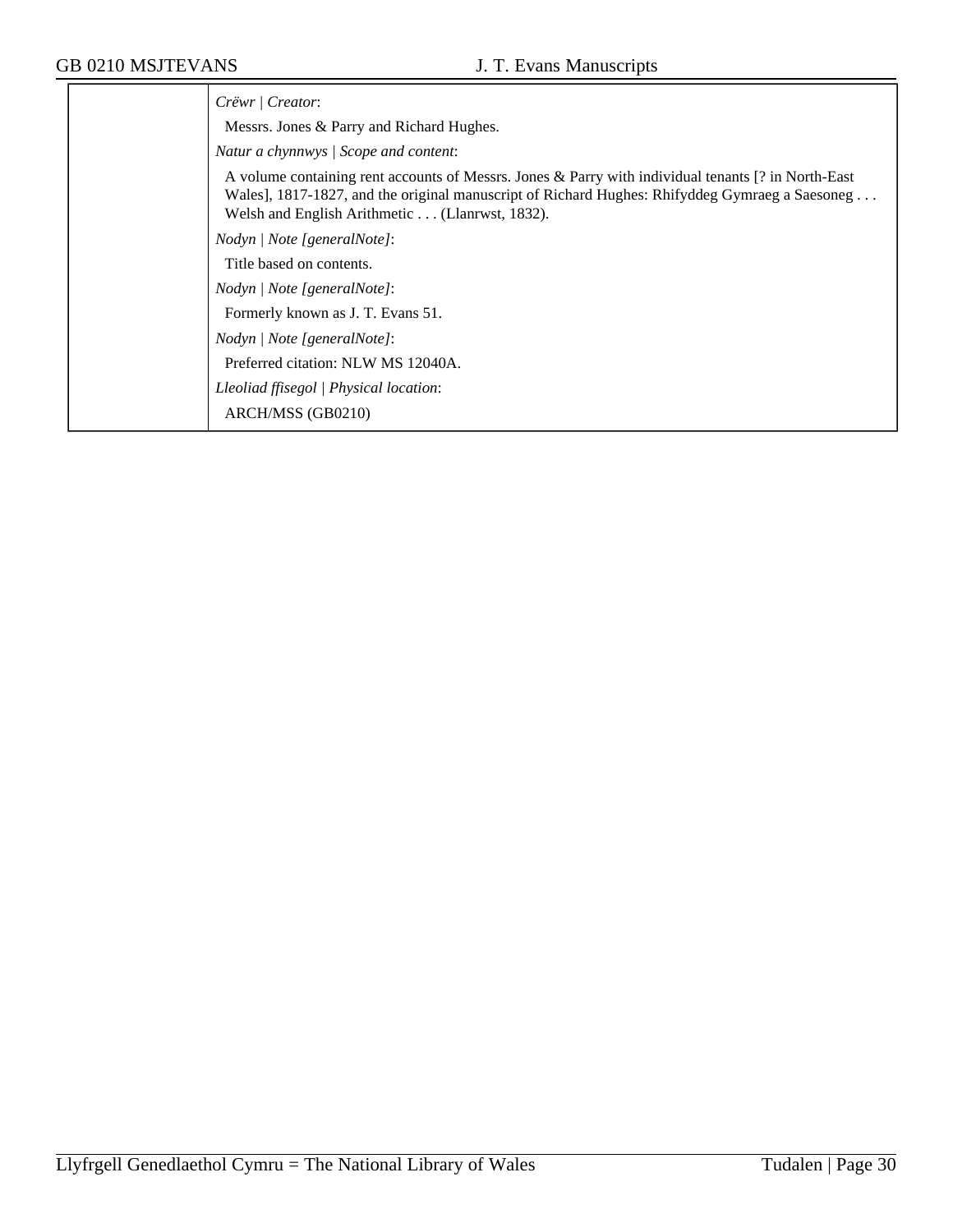*Crëwr | Creator*:

Messrs. Jones & Parry and Richard Hughes.

*Natur a chynnwys | Scope and content*:

A volume containing rent accounts of Messrs. Jones & Parry with individual tenants [? in North-East Wales], 1817-1827, and the original manuscript of Richard Hughes: Rhifyddeg Gymraeg a Saesoneg . . . Welsh and English Arithmetic . . . (Llanrwst, 1832).

*Nodyn | Note [generalNote]*:

Title based on contents.

*Nodyn | Note [generalNote]*:

Formerly known as J. T. Evans 51.

*Nodyn | Note [generalNote]*:

Preferred citation: NLW MS 12040A.

*Lleoliad ffisegol | Physical location*:

ARCH/MSS (GB0210)